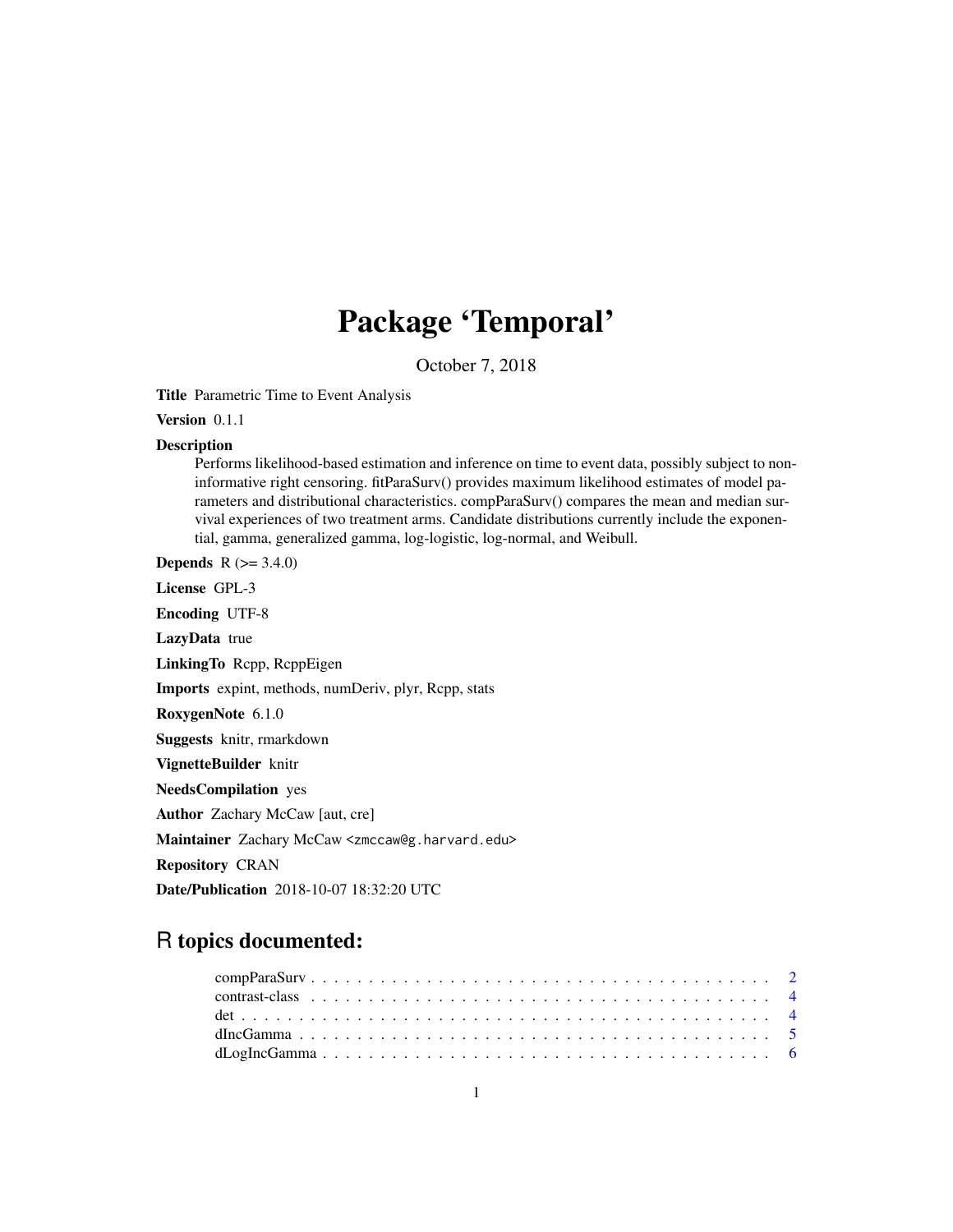# Package 'Temporal'

October 7, 2018

**Title** Parametric Time to Event Analysis

**Version** 0.1.1

**Description**
Performs likelihood-based estimation and inference on time to event data, possibly subject to non-informative right censoring. fitParaSurv() provides maximum likelihood estimates of model parameters and distributional characteristics. compParaSurv() compares the mean and median survival experiences of two treatment arms. Candidate distributions currently include the exponential, gamma, generalized gamma, log-logistic, log-normal, and Weibull.

**Depends** R (>= 3.4.0)

**License** GPL-3

**Encoding** UTF-8

**LazyData** true

**LinkingTo** Rcpp, RcppEigen

**Imports** expint, methods, numDeriv, plyr, Rcpp, stats

**RoxygenNote** 6.1.0

**Suggests** knitr, rmarkdown

**VignetteBuilder** knitr

**NeedsCompilation** yes

**Author** Zachary McCaw [aut, cre]

**Maintainer** Zachary McCaw <zmccaw@g.harvard.edu>

**Repository** CRAN

**Date/Publication** 2018-10-07 18:32:20 UTC

## R topics documented:

- compParaSurv . . . . . . . . . . . . . . . . . . . . . . . . . . . . . . . . . . . . . . . . 2
- contrast-class . . . . . . . . . . . . . . . . . . . . . . . . . . . . . . . . . . . . . . . . 4
- det . . . . . . . . . . . . . . . . . . . . . . . . . . . . . . . . . . . . . . . . . . . . . . 4
- dIncGamma . . . . . . . . . . . . . . . . . . . . . . . . . . . . . . . . . . . . . . . . . 5
- dLogIncGamma . . . . . . . . . . . . . . . . . . . . . . . . . . . . . . . . . . . . . . . 6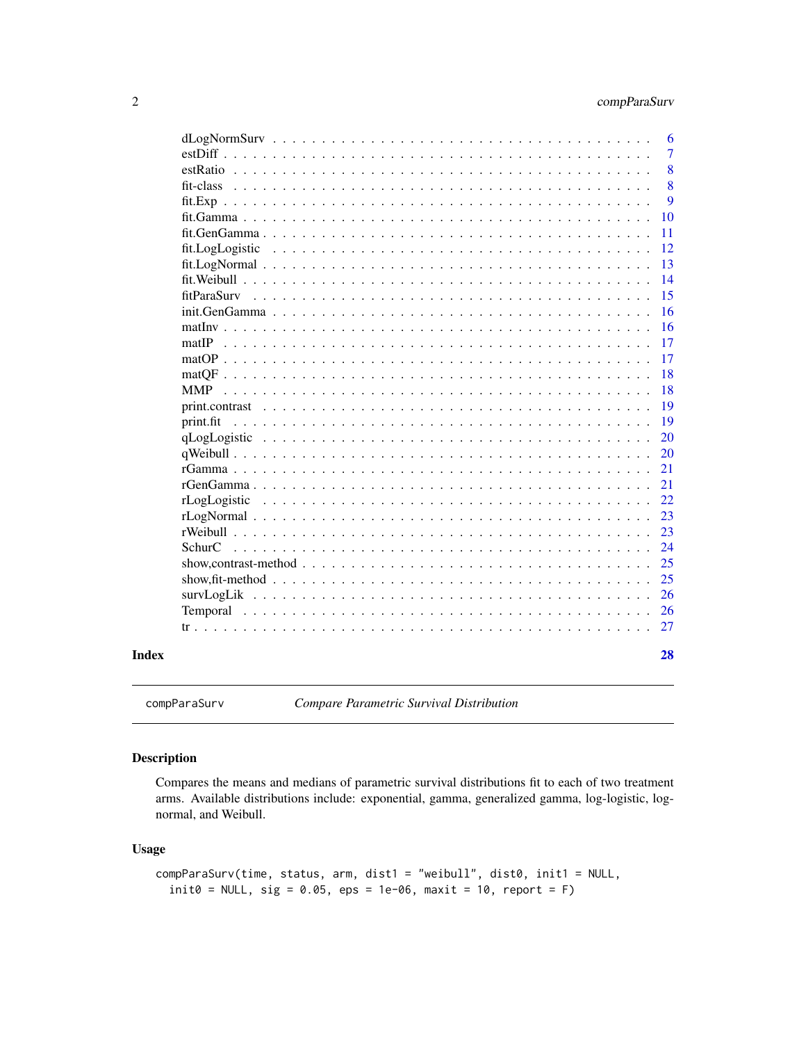| | |
|---|---|
| dLogNormSurv | 6 |
| estDiff | 7 |
| estRatio | 8 |
| fit-class | 8 |
| fit.Exp | 9 |
| fit.Gamma | 10 |
| fit.GenGamma | 11 |
| fit.LogLogistic | 12 |
| fit.LogNormal | 13 |
| fit.Weibull | 14 |
| fitParaSurv | 15 |
| init.GenGamma | 16 |
| matInv | 16 |
| matIP | 17 |
| matOP | 17 |
| matQF | 18 |
| MMP | 18 |
| print.contrast | 19 |
| print.fit | 19 |
| qLogLogistic | 20 |
| qWeibull | 20 |
| rGamma | 21 |
| rGenGamma | 21 |
| rLogLogistic | 22 |
| rLogNormal | 23 |
| rWeibull | 23 |
| SchurC | 24 |
| show,contrast-method | 25 |
| show,fit-method | 25 |
| survLogLik | 26 |
| Temporal | 26 |
| tr | 27 |

**Index** **28**

---

`compParaSurv` *Compare Parametric Survival Distribution*

---

## Description

Compares the means and medians of parametric survival distributions fit to each of two treatment arms. Available distributions include: exponential, gamma, generalized gamma, log-logistic, log-normal, and Weibull.

## Usage

```
compParaSurv(time, status, arm, dist1 = "weibull", dist0, init1 = NULL,
  init0 = NULL, sig = 0.05, eps = 1e-06, maxit = 10, report = F)
```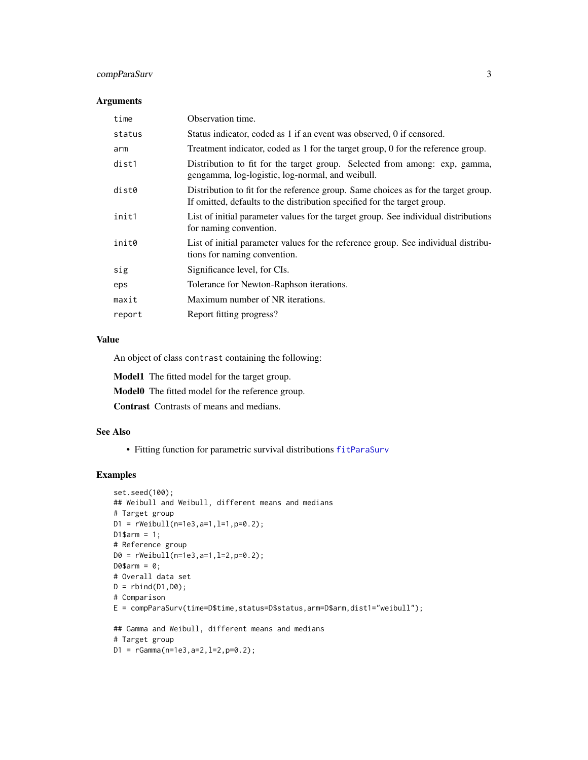### Arguments

| | |
|---|---|
| `time` | Observation time. |
| `status` | Status indicator, coded as 1 if an event was observed, 0 if censored. |
| `arm` | Treatment indicator, coded as 1 for the target group, 0 for the reference group. |
| `dist1` | Distribution to fit for the target group. Selected from among: exp, gamma, gengamma, log-logistic, log-normal, and weibull. |
| `dist0` | Distribution to fit for the reference group. Same choices as for the target group. If omitted, defaults to the distribution specified for the target group. |
| `init1` | List of initial parameter values for the target group. See individual distributions for naming convention. |
| `init0` | List of initial parameter values for the reference group. See individual distributions for naming convention. |
| `sig` | Significance level, for CIs. |
| `eps` | Tolerance for Newton-Raphson iterations. |
| `maxit` | Maximum number of NR iterations. |
| `report` | Report fitting progress? |

### Value

An object of class `contrast` containing the following:

**Model1** The fitted model for the target group.

**Model0** The fitted model for the reference group.

**Contrast** Contrasts of means and medians.

### See Also

- Fitting function for parametric survival distributions `fitParaSurv`

### Examples

```
set.seed(100);
## Weibull and Weibull, different means and medians
# Target group
D1 = rWeibull(n=1e3,a=1,l=1,p=0.2);
D1$arm = 1;
# Reference group
D0 = rWeibull(n=1e3,a=1,l=2,p=0.2);
D0$arm = 0;
# Overall data set
D = rbind(D1,D0);
# Comparison
E = compParaSurv(time=D$time,status=D$status,arm=D$arm,dist1="weibull");

## Gamma and Weibull, different means and medians
# Target group
D1 = rGamma(n=1e3,a=2,l=2,p=0.2);
```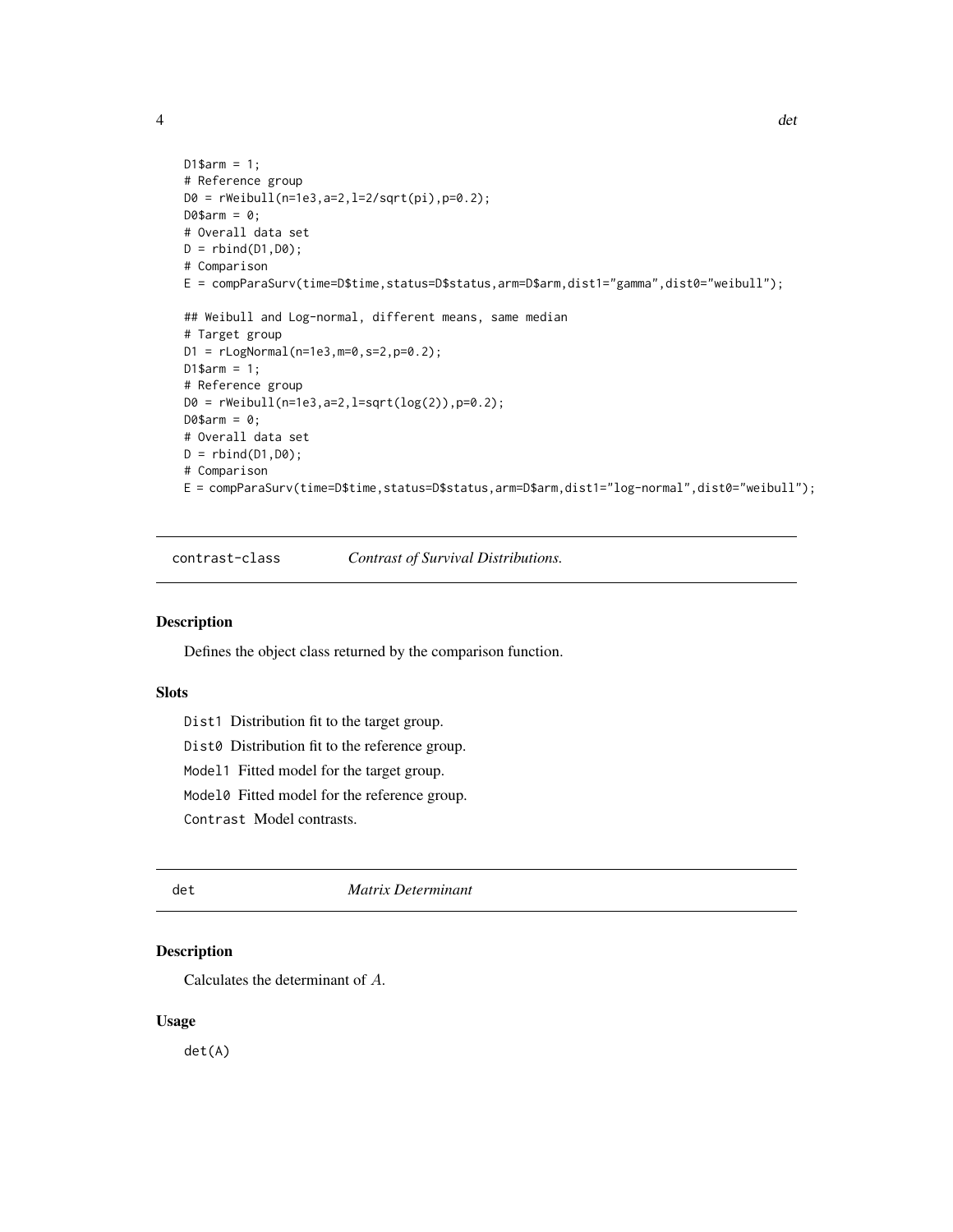```
D1$arm = 1;
# Reference group
D0 = rWeibull(n=1e3,a=2,l=2/sqrt(pi),p=0.2);
D0$arm = 0;
# Overall data set
D = rbind(D1,D0);
# Comparison
E = compParaSurv(time=D$time,status=D$status,arm=D$arm,dist1="gamma",dist0="weibull");

## Weibull and Log-normal, different means, same median
# Target group
D1 = rLogNormal(n=1e3,m=0,s=2,p=0.2);
D1$arm = 1;
# Reference group
D0 = rWeibull(n=1e3,a=2,l=sqrt(log(2)),p=0.2);
D0$arm = 0;
# Overall data set
D = rbind(D1,D0);
# Comparison
E = compParaSurv(time=D$time,status=D$status,arm=D$arm,dist1="log-normal",dist0="weibull");
```

## contrast-class — *Contrast of Survival Distributions.*

### Description

Defines the object class returned by the comparison function.

### Slots

- `Dist1` Distribution fit to the target group.
- `Dist0` Distribution fit to the reference group.
- `Model1` Fitted model for the target group.
- `Model0` Fitted model for the reference group.
- `Contrast` Model contrasts.

## det — *Matrix Determinant*

### Description

Calculates the determinant of $A$.

### Usage

```
det(A)
```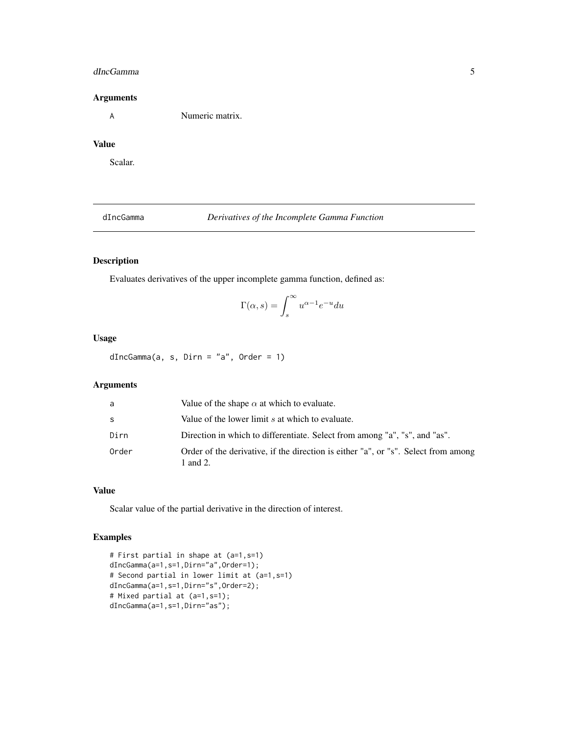## Arguments

| | |
|---|---|
| A | Numeric matrix. |

## Value

Scalar.

---

# dIncGamma — *Derivatives of the Incomplete Gamma Function*

## Description

Evaluates derivatives of the upper incomplete gamma function, defined as:

$$\Gamma(\alpha, s) = \int_s^\infty u^{\alpha-1} e^{-u} du$$

## Usage

```
dIncGamma(a, s, Dirn = "a", Order = 1)
```

## Arguments

| | |
|---|---|
| a | Value of the shape $\alpha$ at which to evaluate. |
| s | Value of the lower limit $s$ at which to evaluate. |
| Dirn | Direction in which to differentiate. Select from among "a", "s", and "as". |
| Order | Order of the derivative, if the direction is either "a", or "s". Select from among 1 and 2. |

## Value

Scalar value of the partial derivative in the direction of interest.

## Examples

```
# First partial in shape at (a=1,s=1)
dIncGamma(a=1,s=1,Dirn="a",Order=1);
# Second partial in lower limit at (a=1,s=1)
dIncGamma(a=1,s=1,Dirn="s",Order=2);
# Mixed partial at (a=1,s=1);
dIncGamma(a=1,s=1,Dirn="as");
```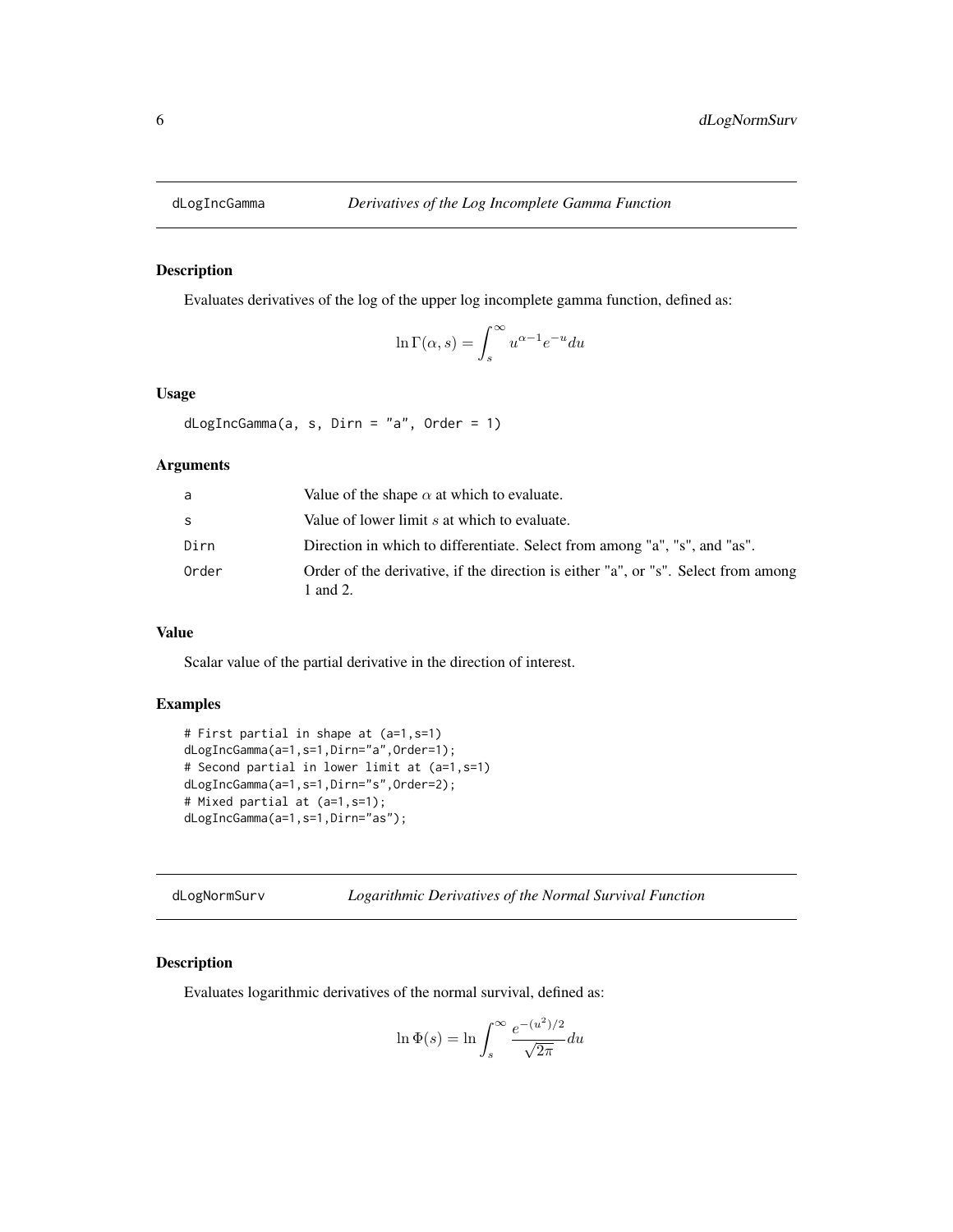## dLogIncGamma — *Derivatives of the Log Incomplete Gamma Function*

### Description

Evaluates derivatives of the log of the upper log incomplete gamma function, defined as:

$$\ln \Gamma(\alpha, s) = \int_{s}^{\infty} u^{\alpha-1} e^{-u} du$$

### Usage

```
dLogIncGamma(a, s, Dirn = "a", Order = 1)
```

### Arguments

| | |
|---|---|
| a | Value of the shape $\alpha$ at which to evaluate. |
| s | Value of lower limit $s$ at which to evaluate. |
| Dirn | Direction in which to differentiate. Select from among "a", "s", and "as". |
| Order | Order of the derivative, if the direction is either "a", or "s". Select from among 1 and 2. |

### Value

Scalar value of the partial derivative in the direction of interest.

### Examples

```
# First partial in shape at (a=1,s=1)
dLogIncGamma(a=1,s=1,Dirn="a",Order=1);
# Second partial in lower limit at (a=1,s=1)
dLogIncGamma(a=1,s=1,Dirn="s",Order=2);
# Mixed partial at (a=1,s=1);
dLogIncGamma(a=1,s=1,Dirn="as");
```

## dLogNormSurv — *Logarithmic Derivatives of the Normal Survival Function*

### Description

Evaluates logarithmic derivatives of the normal survival, defined as:

$$\ln \Phi(s) = \ln \int_{s}^{\infty} \frac{e^{-(u^2)/2}}{\sqrt{2\pi}} du$$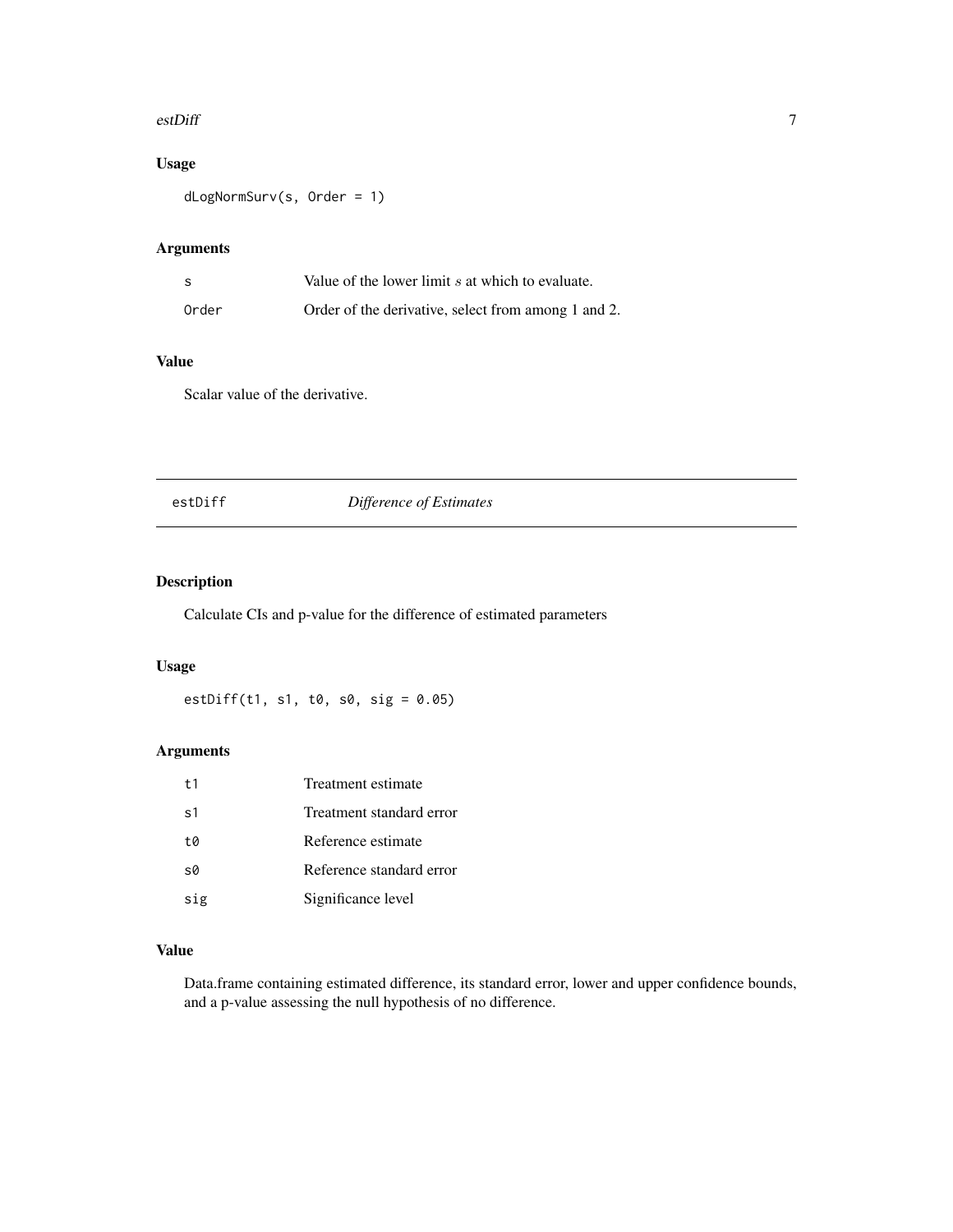### Usage

```
dLogNormSurv(s, Order = 1)
```

### Arguments

| | |
|---|---|
| s | Value of the lower limit $s$ at which to evaluate. |
| Order | Order of the derivative, select from among 1 and 2. |

### Value

Scalar value of the derivative.

---

## estDiff *Difference of Estimates*

---

### Description

Calculate CIs and p-value for the difference of estimated parameters

### Usage

```
estDiff(t1, s1, t0, s0, sig = 0.05)
```

### Arguments

| | |
|---|---|
| t1 | Treatment estimate |
| s1 | Treatment standard error |
| t0 | Reference estimate |
| s0 | Reference standard error |
| sig | Significance level |

### Value

Data.frame containing estimated difference, its standard error, lower and upper confidence bounds, and a p-value assessing the null hypothesis of no difference.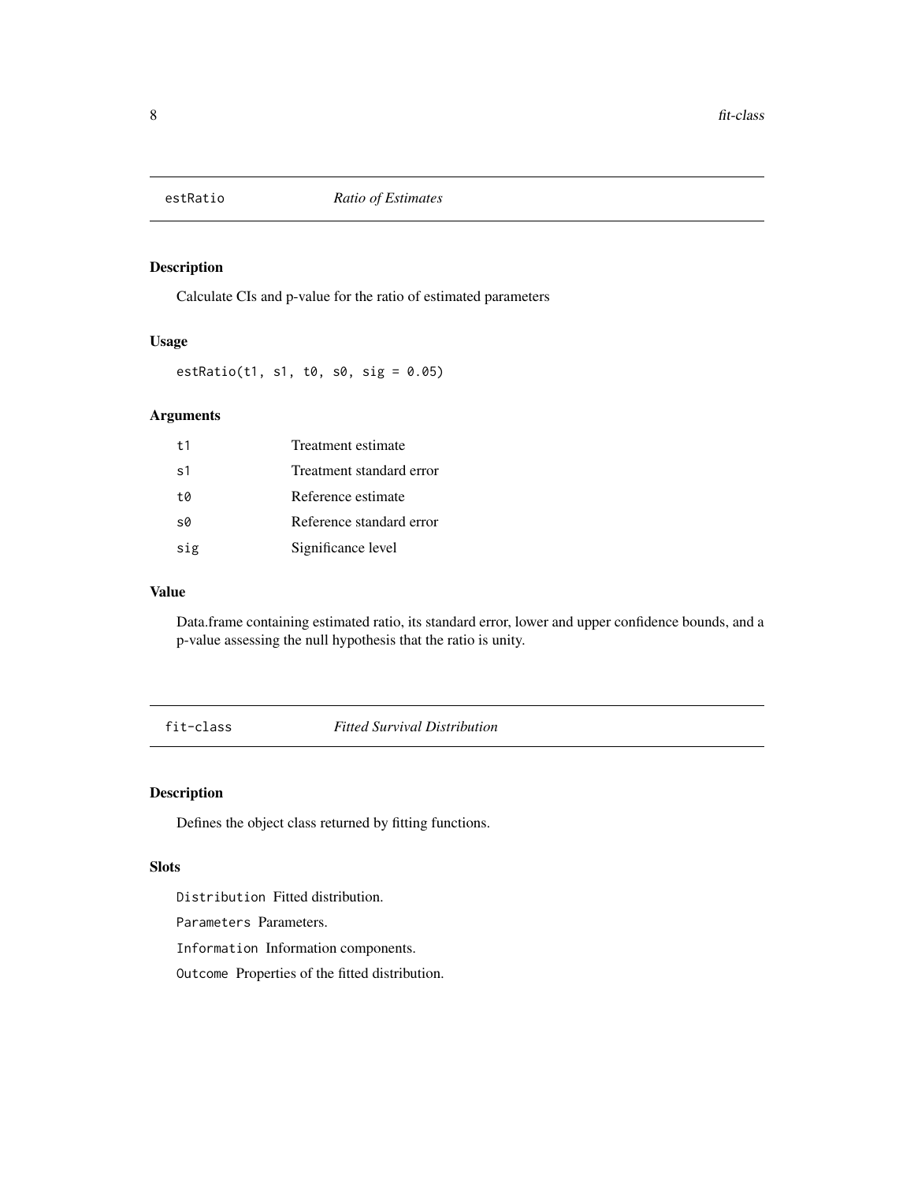## estRatio *Ratio of Estimates*

### Description

Calculate CIs and p-value for the ratio of estimated parameters

### Usage

```
estRatio(t1, s1, t0, s0, sig = 0.05)
```

### Arguments

| | |
|---|---|
| t1 | Treatment estimate |
| s1 | Treatment standard error |
| t0 | Reference estimate |
| s0 | Reference standard error |
| sig | Significance level |

### Value

Data.frame containing estimated ratio, its standard error, lower and upper confidence bounds, and a p-value assessing the null hypothesis that the ratio is unity.

## fit-class *Fitted Survival Distribution*

### Description

Defines the object class returned by fitting functions.

### Slots

`Distribution` Fitted distribution.

`Parameters` Parameters.

`Information` Information components.

`Outcome` Properties of the fitted distribution.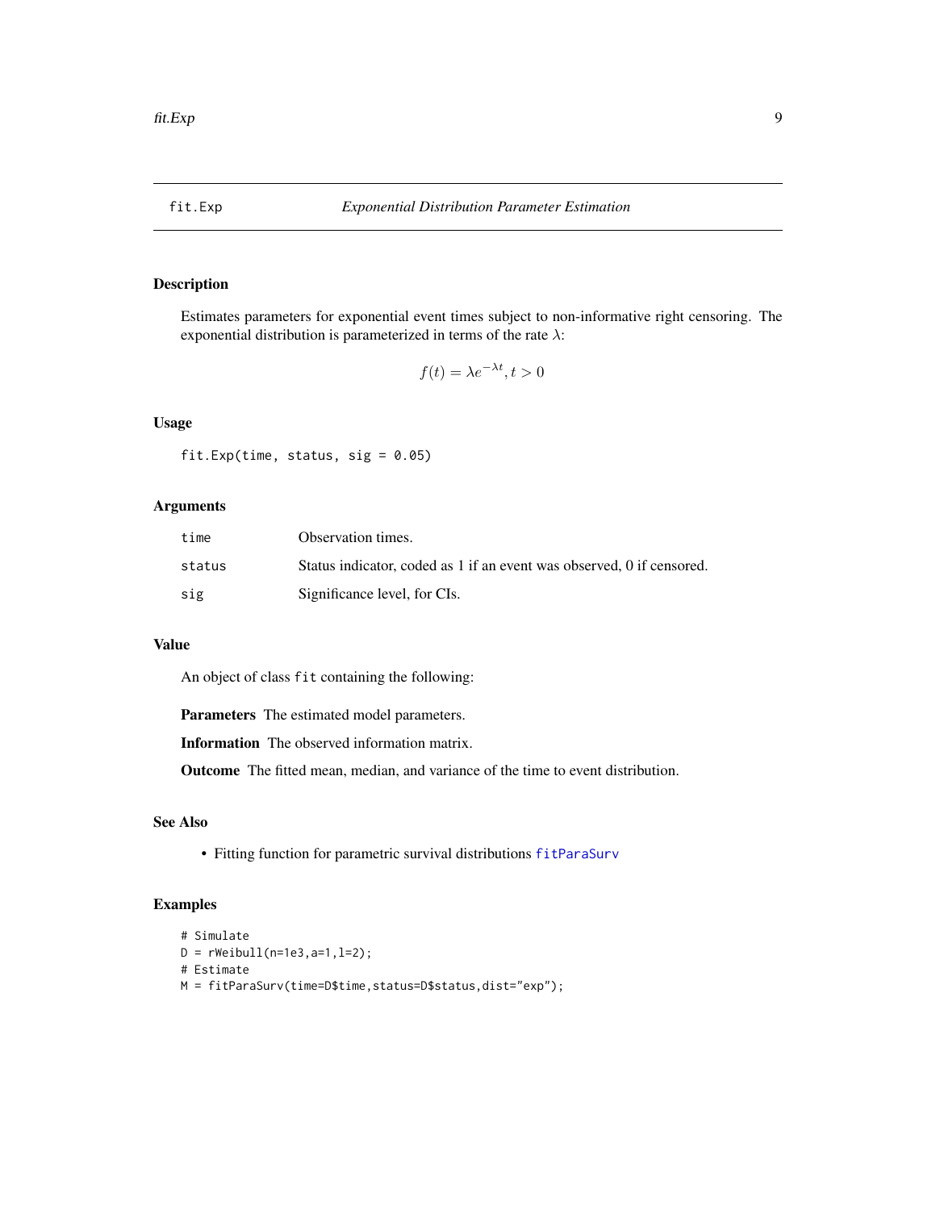# fit.Exp — *Exponential Distribution Parameter Estimation*

## Description

Estimates parameters for exponential event times subject to non-informative right censoring. The exponential distribution is parameterized in terms of the rate $\lambda$:

$$f(t) = \lambda e^{-\lambda t}, t > 0$$

## Usage

```
fit.Exp(time, status, sig = 0.05)
```

## Arguments

| | |
|---|---|
| `time` | Observation times. |
| `status` | Status indicator, coded as 1 if an event was observed, 0 if censored. |
| `sig` | Significance level, for CIs. |

## Value

An object of class `fit` containing the following:

**Parameters** The estimated model parameters.

**Information** The observed information matrix.

**Outcome** The fitted mean, median, and variance of the time to event distribution.

## See Also

- Fitting function for parametric survival distributions `fitParaSurv`

## Examples

```
# Simulate
D = rWeibull(n=1e3,a=1,l=2);
# Estimate
M = fitParaSurv(time=D$time,status=D$status,dist="exp");
```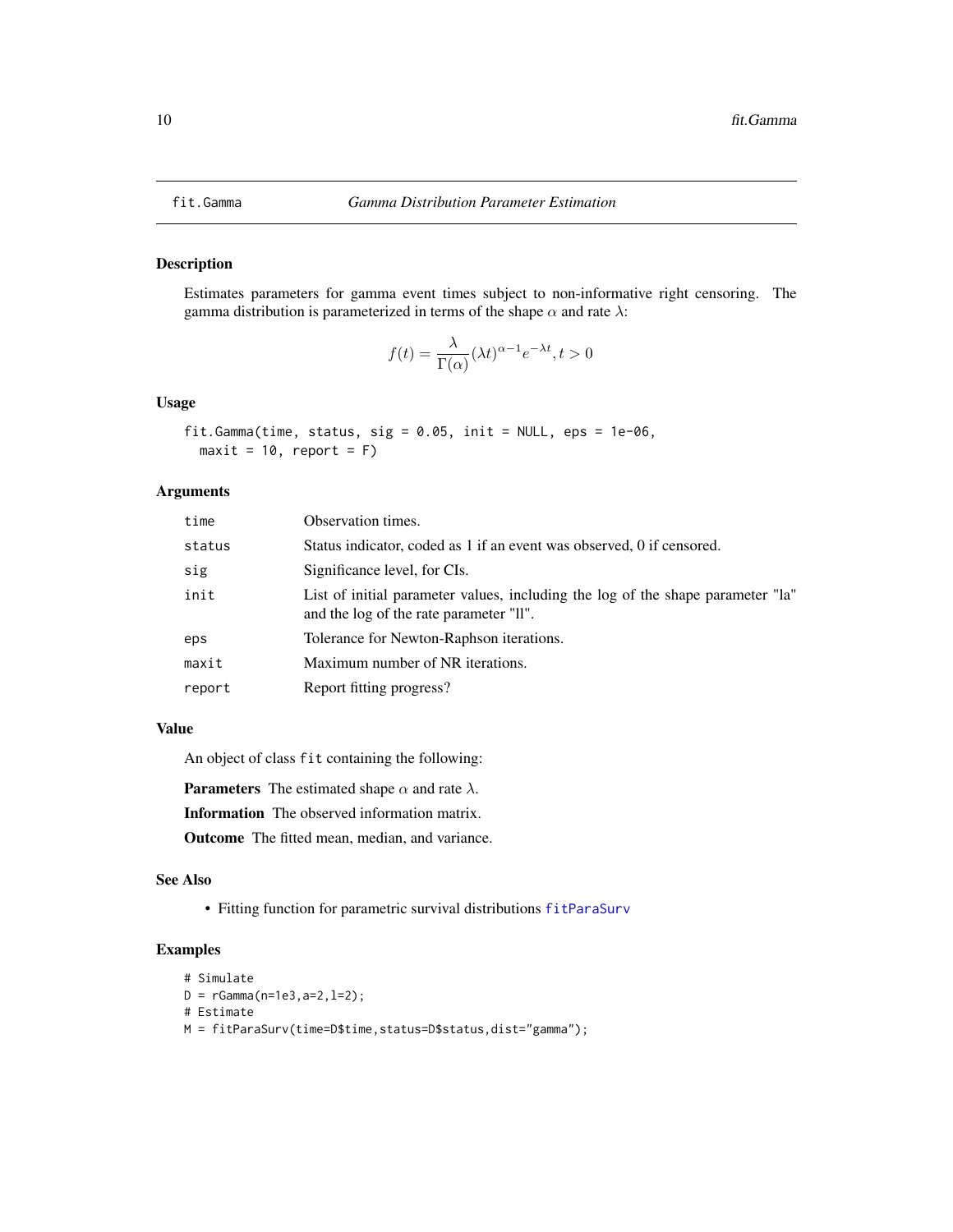# fit.Gamma *Gamma Distribution Parameter Estimation*

## Description

Estimates parameters for gamma event times subject to non-informative right censoring. The gamma distribution is parameterized in terms of the shape $\alpha$ and rate $\lambda$:

$$f(t) = \frac{\lambda}{\Gamma(\alpha)}(\lambda t)^{\alpha-1}e^{-\lambda t}, t > 0$$

## Usage

```
fit.Gamma(time, status, sig = 0.05, init = NULL, eps = 1e-06,
  maxit = 10, report = F)
```

## Arguments

| | |
|---|---|
| time | Observation times. |
| status | Status indicator, coded as 1 if an event was observed, 0 if censored. |
| sig | Significance level, for CIs. |
| init | List of initial parameter values, including the log of the shape parameter "la" and the log of the rate parameter "ll". |
| eps | Tolerance for Newton-Raphson iterations. |
| maxit | Maximum number of NR iterations. |
| report | Report fitting progress? |

## Value

An object of class `fit` containing the following:

**Parameters** The estimated shape $\alpha$ and rate $\lambda$.

**Information** The observed information matrix.

**Outcome** The fitted mean, median, and variance.

## See Also

- Fitting function for parametric survival distributions `fitParaSurv`

## Examples

```
# Simulate
D = rGamma(n=1e3,a=2,l=2);
# Estimate
M = fitParaSurv(time=D$time,status=D$status,dist="gamma");
```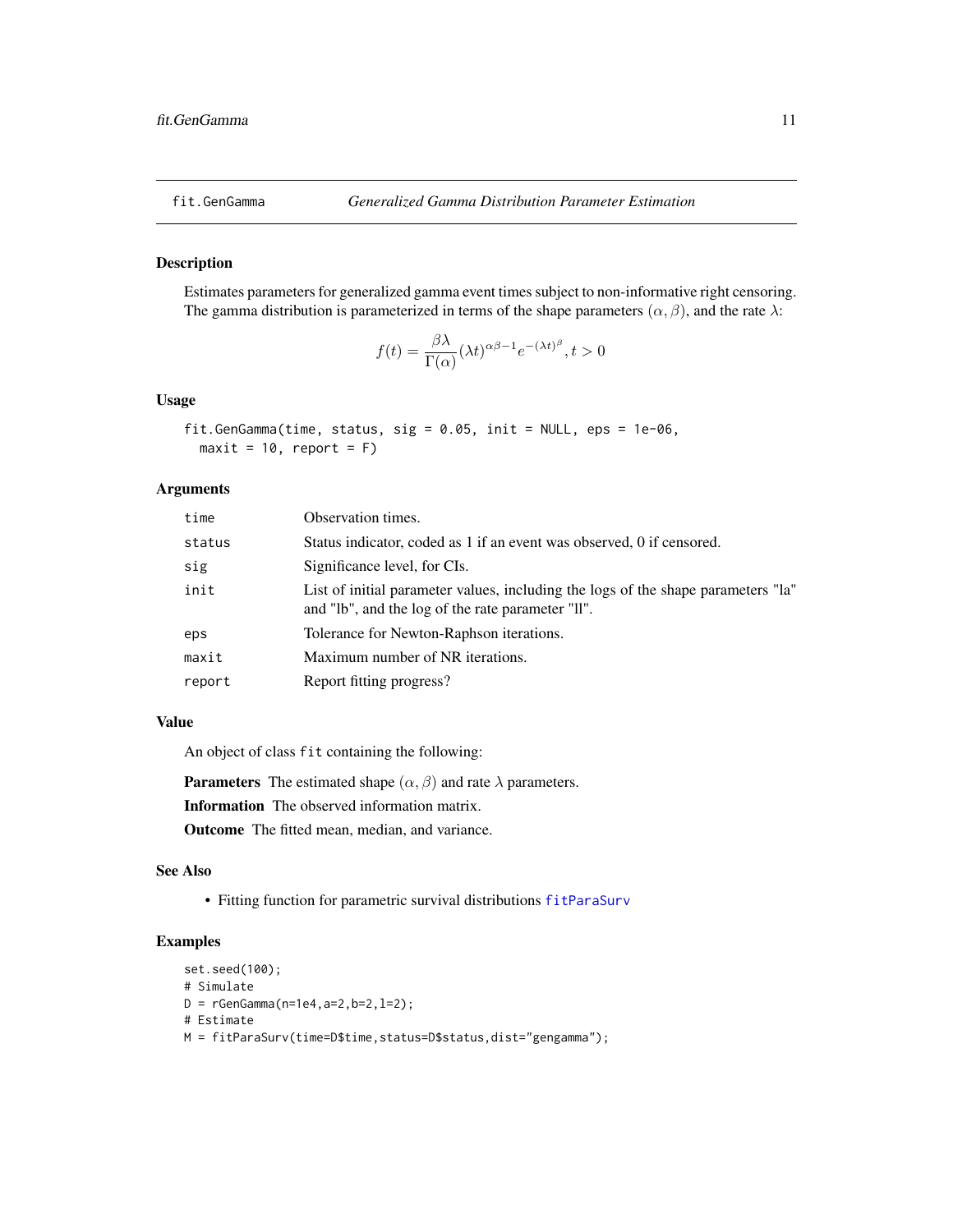`fit.GenGamma` *Generalized Gamma Distribution Parameter Estimation*

### Description

Estimates parameters for generalized gamma event times subject to non-informative right censoring. The gamma distribution is parameterized in terms of the shape parameters $(\alpha, \beta)$, and the rate $\lambda$:

$$f(t) = \frac{\beta\lambda}{\Gamma(\alpha)}(\lambda t)^{\alpha\beta-1}e^{-(\lambda t)^{\beta}}, t > 0$$

### Usage

```
fit.GenGamma(time, status, sig = 0.05, init = NULL, eps = 1e-06,
  maxit = 10, report = F)
```

### Arguments

| | |
|---|---|
| `time` | Observation times. |
| `status` | Status indicator, coded as 1 if an event was observed, 0 if censored. |
| `sig` | Significance level, for CIs. |
| `init` | List of initial parameter values, including the logs of the shape parameters "la" and "lb", and the log of the rate parameter "ll". |
| `eps` | Tolerance for Newton-Raphson iterations. |
| `maxit` | Maximum number of NR iterations. |
| `report` | Report fitting progress? |

### Value

An object of class `fit` containing the following:

**Parameters** The estimated shape $(\alpha, \beta)$ and rate $\lambda$ parameters.

**Information** The observed information matrix.

**Outcome** The fitted mean, median, and variance.

### See Also

- Fitting function for parametric survival distributions `fitParaSurv`

### Examples

```
set.seed(100);
# Simulate
D = rGenGamma(n=1e4,a=2,b=2,l=2);
# Estimate
M = fitParaSurv(time=D$time,status=D$status,dist="gengamma");
```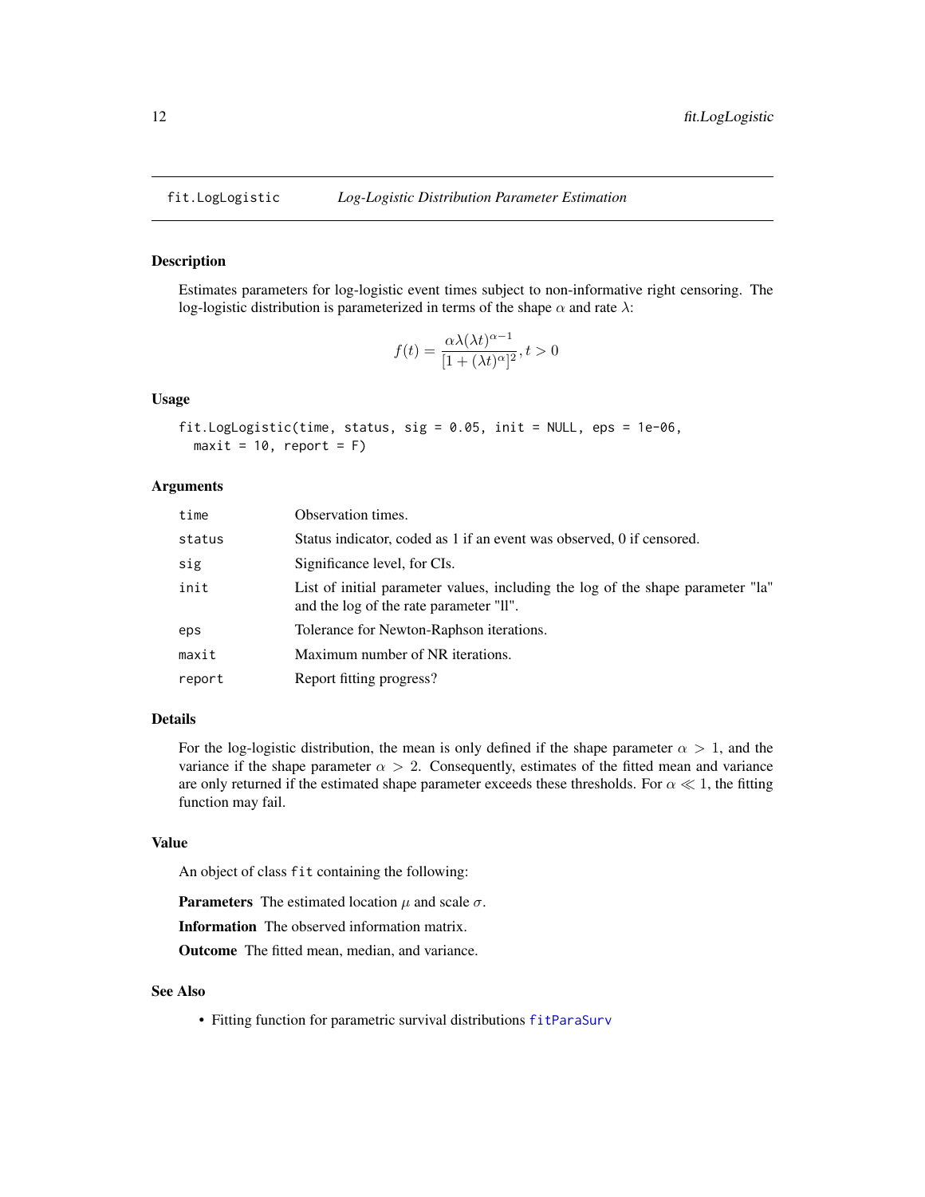# fit.LogLogistic — *Log-Logistic Distribution Parameter Estimation*

## Description

Estimates parameters for log-logistic event times subject to non-informative right censoring. The log-logistic distribution is parameterized in terms of the shape $\alpha$ and rate $\lambda$:

$$f(t) = \frac{\alpha\lambda(\lambda t)^{\alpha-1}}{[1+(\lambda t)^{\alpha}]^2}, t > 0$$

## Usage

```
fit.LogLogistic(time, status, sig = 0.05, init = NULL, eps = 1e-06,
  maxit = 10, report = F)
```

## Arguments

| Argument | Description |
|---|---|
| `time` | Observation times. |
| `status` | Status indicator, coded as 1 if an event was observed, 0 if censored. |
| `sig` | Significance level, for CIs. |
| `init` | List of initial parameter values, including the log of the shape parameter "la" and the log of the rate parameter "ll". |
| `eps` | Tolerance for Newton-Raphson iterations. |
| `maxit` | Maximum number of NR iterations. |
| `report` | Report fitting progress? |

## Details

For the log-logistic distribution, the mean is only defined if the shape parameter $\alpha > 1$, and the variance if the shape parameter $\alpha > 2$. Consequently, estimates of the fitted mean and variance are only returned if the estimated shape parameter exceeds these thresholds. For $\alpha \ll 1$, the fitting function may fail.

## Value

An object of class `fit` containing the following:

**Parameters** The estimated location $\mu$ and scale $\sigma$.

**Information** The observed information matrix.

**Outcome** The fitted mean, median, and variance.

## See Also

- Fitting function for parametric survival distributions `fitParaSurv`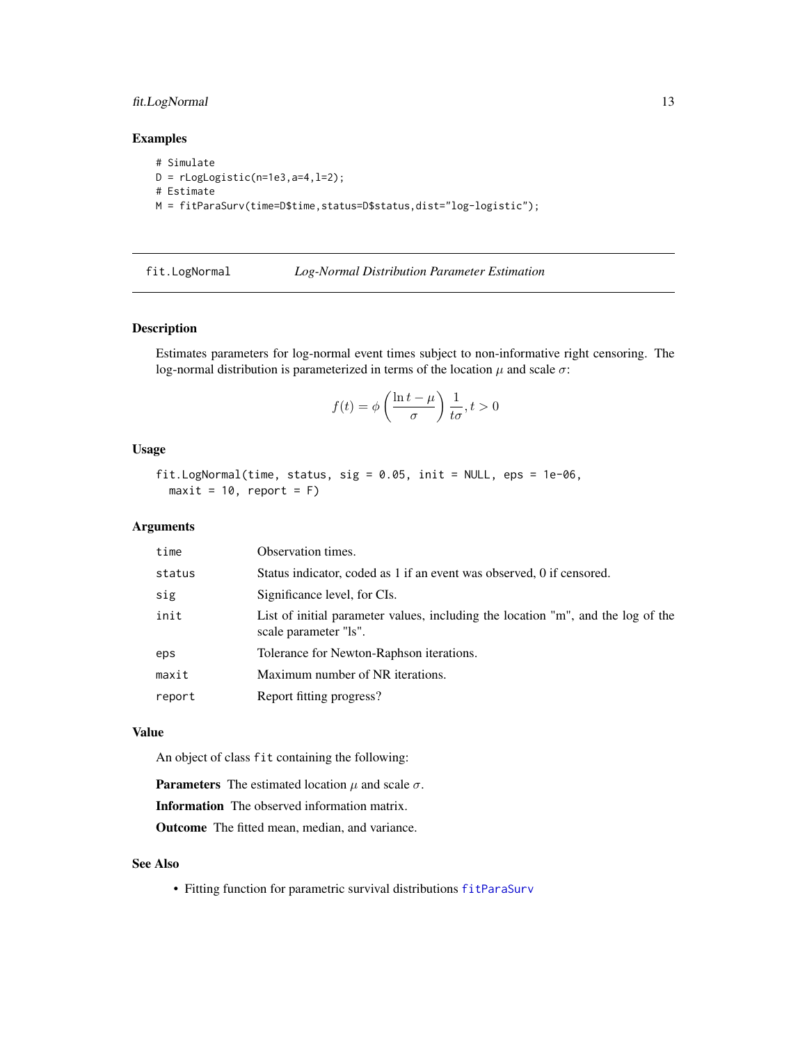### Examples

```
# Simulate
D = rLogLogistic(n=1e3,a=4,l=2);
# Estimate
M = fitParaSurv(time=D$time,status=D$status,dist="log-logistic");
```

---

## fit.LogNormal *Log-Normal Distribution Parameter Estimation*

---

### Description

Estimates parameters for log-normal event times subject to non-informative right censoring. The log-normal distribution is parameterized in terms of the location $\mu$ and scale $\sigma$:

$$f(t) = \phi\left(\frac{\ln t - \mu}{\sigma}\right)\frac{1}{t\sigma}, t > 0$$

### Usage

```
fit.LogNormal(time, status, sig = 0.05, init = NULL, eps = 1e-06,
  maxit = 10, report = F)
```

### Arguments

| | |
|---|---|
| time | Observation times. |
| status | Status indicator, coded as 1 if an event was observed, 0 if censored. |
| sig | Significance level, for CIs. |
| init | List of initial parameter values, including the location "m", and the log of the scale parameter "ls". |
| eps | Tolerance for Newton-Raphson iterations. |
| maxit | Maximum number of NR iterations. |
| report | Report fitting progress? |

### Value

An object of class `fit` containing the following:

**Parameters** The estimated location $\mu$ and scale $\sigma$.

**Information** The observed information matrix.

**Outcome** The fitted mean, median, and variance.

### See Also

- Fitting function for parametric survival distributions `fitParaSurv`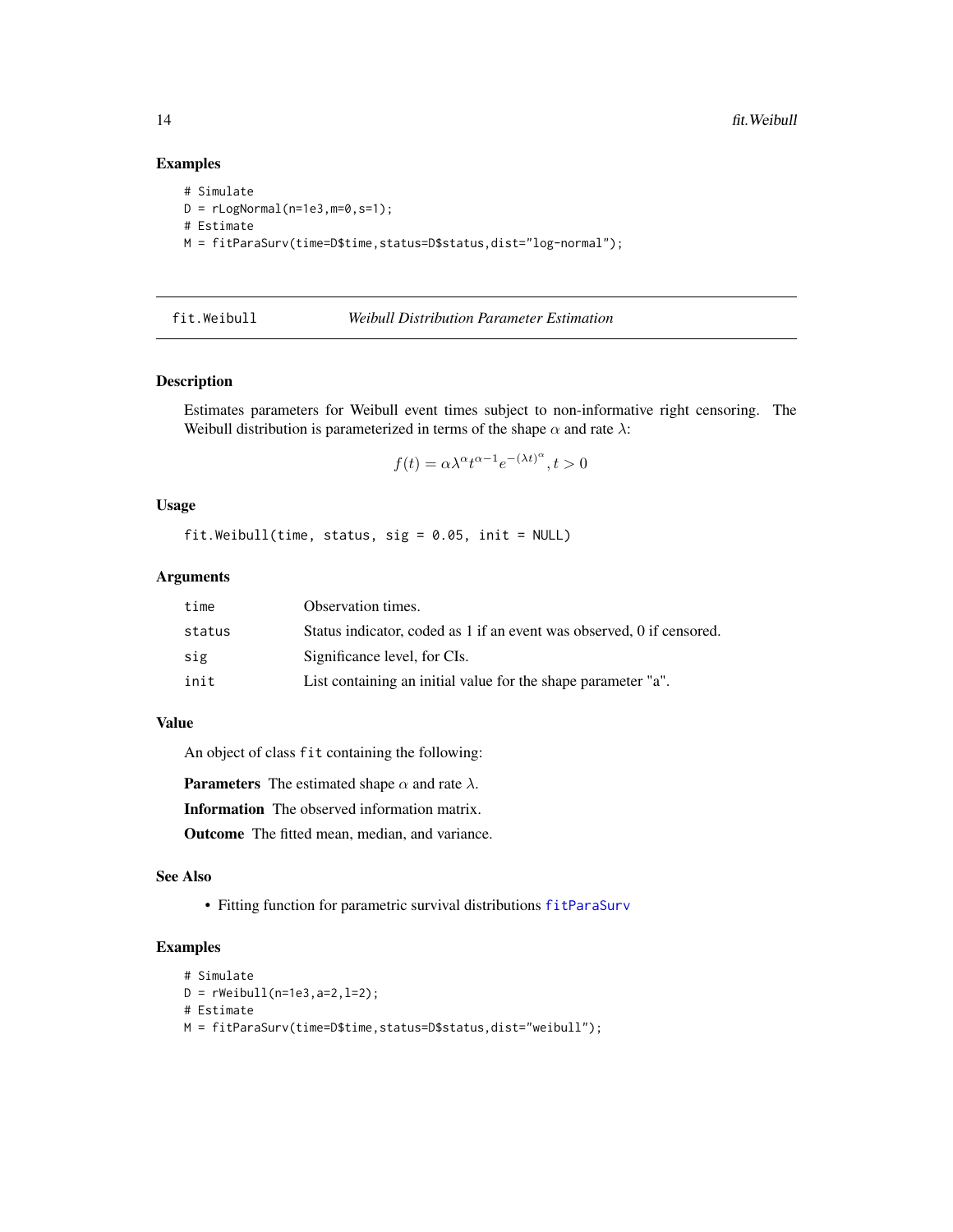## Examples

```
# Simulate
D = rLogNormal(n=1e3,m=0,s=1);
# Estimate
M = fitParaSurv(time=D$time,status=D$status,dist="log-normal");
```

---

## fit.Weibull — *Weibull Distribution Parameter Estimation*

---

### Description

Estimates parameters for Weibull event times subject to non-informative right censoring. The Weibull distribution is parameterized in terms of the shape $\alpha$ and rate $\lambda$:

$$f(t) = \alpha\lambda^{\alpha}t^{\alpha-1}e^{-(\lambda t)^{\alpha}}, t > 0$$

### Usage

```
fit.Weibull(time, status, sig = 0.05, init = NULL)
```

### Arguments

| | |
|---|---|
| `time` | Observation times. |
| `status` | Status indicator, coded as 1 if an event was observed, 0 if censored. |
| `sig` | Significance level, for CIs. |
| `init` | List containing an initial value for the shape parameter "a". |

### Value

An object of class `fit` containing the following:

**Parameters** The estimated shape $\alpha$ and rate $\lambda$.

**Information** The observed information matrix.

**Outcome** The fitted mean, median, and variance.

### See Also

- Fitting function for parametric survival distributions `fitParaSurv`

### Examples

```
# Simulate
D = rWeibull(n=1e3,a=2,l=2);
# Estimate
M = fitParaSurv(time=D$time,status=D$status,dist="weibull");
```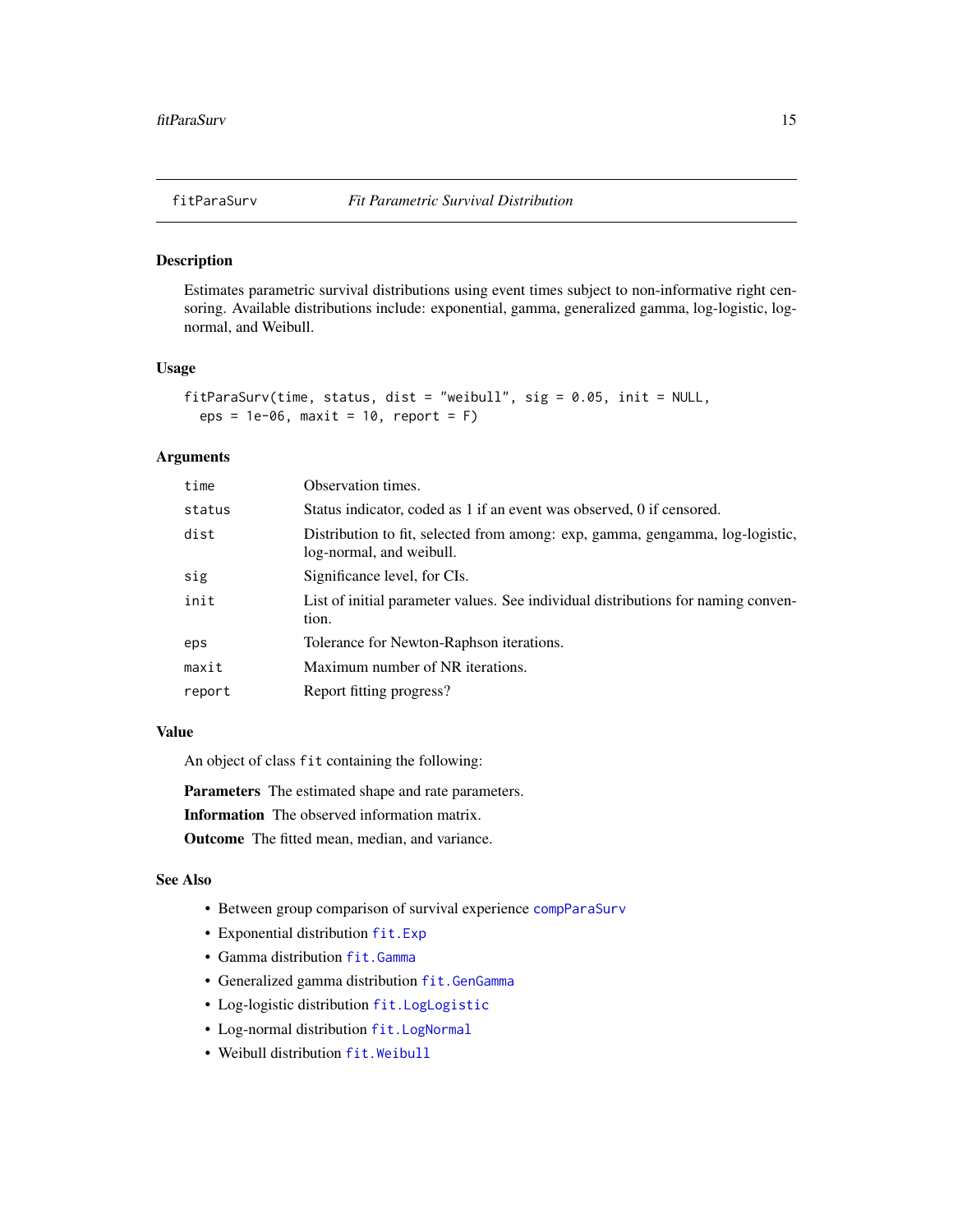# fitParaSurv — *Fit Parametric Survival Distribution*

## Description

Estimates parametric survival distributions using event times subject to non-informative right censoring. Available distributions include: exponential, gamma, generalized gamma, log-logistic, log-normal, and Weibull.

## Usage

```
fitParaSurv(time, status, dist = "weibull", sig = 0.05, init = NULL,
  eps = 1e-06, maxit = 10, report = F)
```

## Arguments

| Argument | Description |
|---|---|
| `time` | Observation times. |
| `status` | Status indicator, coded as 1 if an event was observed, 0 if censored. |
| `dist` | Distribution to fit, selected from among: exp, gamma, gengamma, log-logistic, log-normal, and weibull. |
| `sig` | Significance level, for CIs. |
| `init` | List of initial parameter values. See individual distributions for naming convention. |
| `eps` | Tolerance for Newton-Raphson iterations. |
| `maxit` | Maximum number of NR iterations. |
| `report` | Report fitting progress? |

## Value

An object of class `fit` containing the following:

**Parameters** The estimated shape and rate parameters.

**Information** The observed information matrix.

**Outcome** The fitted mean, median, and variance.

## See Also

- Between group comparison of survival experience `compParaSurv`
- Exponential distribution `fit.Exp`
- Gamma distribution `fit.Gamma`
- Generalized gamma distribution `fit.GenGamma`
- Log-logistic distribution `fit.LogLogistic`
- Log-normal distribution `fit.LogNormal`
- Weibull distribution `fit.Weibull`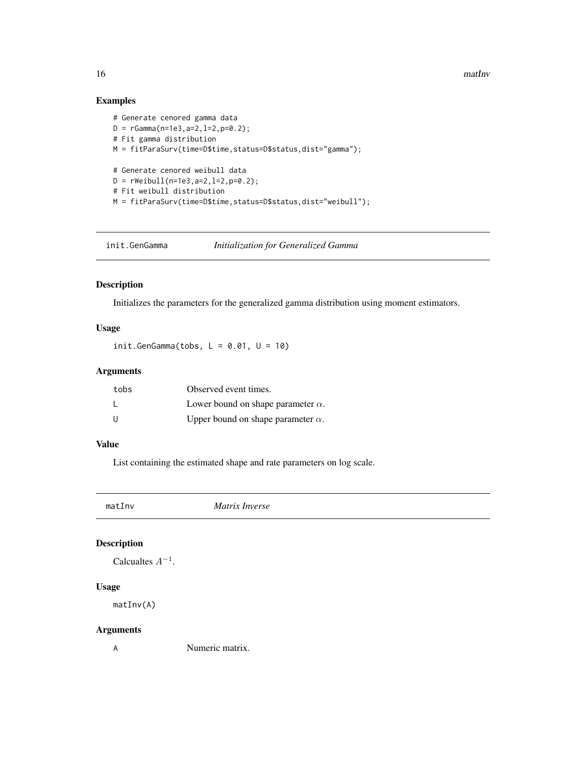## Examples

```
# Generate cenored gamma data
D = rGamma(n=1e3,a=2,l=2,p=0.2);
# Fit gamma distribution
M = fitParaSurv(time=D$time,status=D$status,dist="gamma");

# Generate cenored weibull data
D = rWeibull(n=1e3,a=2,l=2,p=0.2);
# Fit weibull distribution
M = fitParaSurv(time=D$time,status=D$status,dist="weibull");
```

---

# init.GenGamma — *Initialization for Generalized Gamma*

## Description

Initializes the parameters for the generalized gamma distribution using moment estimators.

## Usage

```
init.GenGamma(tobs, L = 0.01, U = 10)
```

## Arguments

| | |
|---|---|
| tobs | Observed event times. |
| L | Lower bound on shape parameter $\alpha$. |
| U | Upper bound on shape parameter $\alpha$. |

## Value

List containing the estimated shape and rate parameters on log scale.

---

# matInv — *Matrix Inverse*

## Description

Calcualtes $A^{-1}$.

## Usage

```
matInv(A)
```

## Arguments

| | |
|---|---|
| A | Numeric matrix. |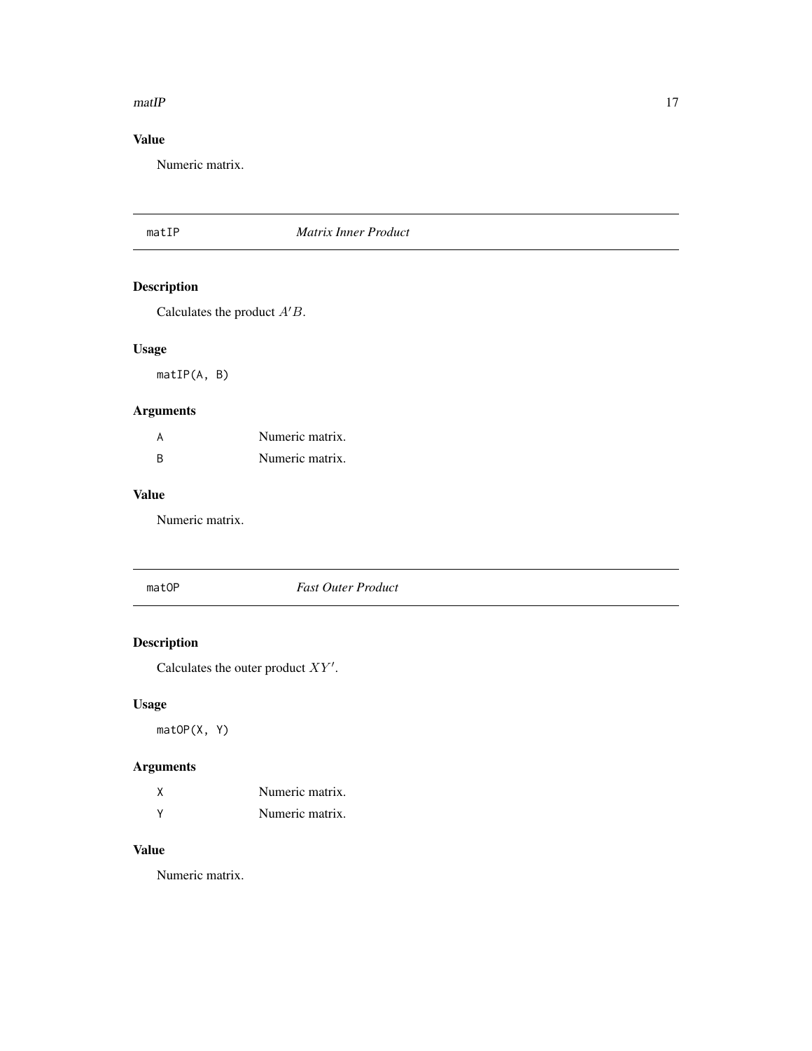## Value

Numeric matrix.

---

## matIP — *Matrix Inner Product*

### Description

Calculates the product $A'B$.

### Usage

```
matIP(A, B)
```

### Arguments

| | |
|---|---|
| A | Numeric matrix. |
| B | Numeric matrix. |

### Value

Numeric matrix.

---

## matOP — *Fast Outer Product*

### Description

Calculates the outer product $XY'$.

### Usage

```
matOP(X, Y)
```

### Arguments

| | |
|---|---|
| X | Numeric matrix. |
| Y | Numeric matrix. |

### Value

Numeric matrix.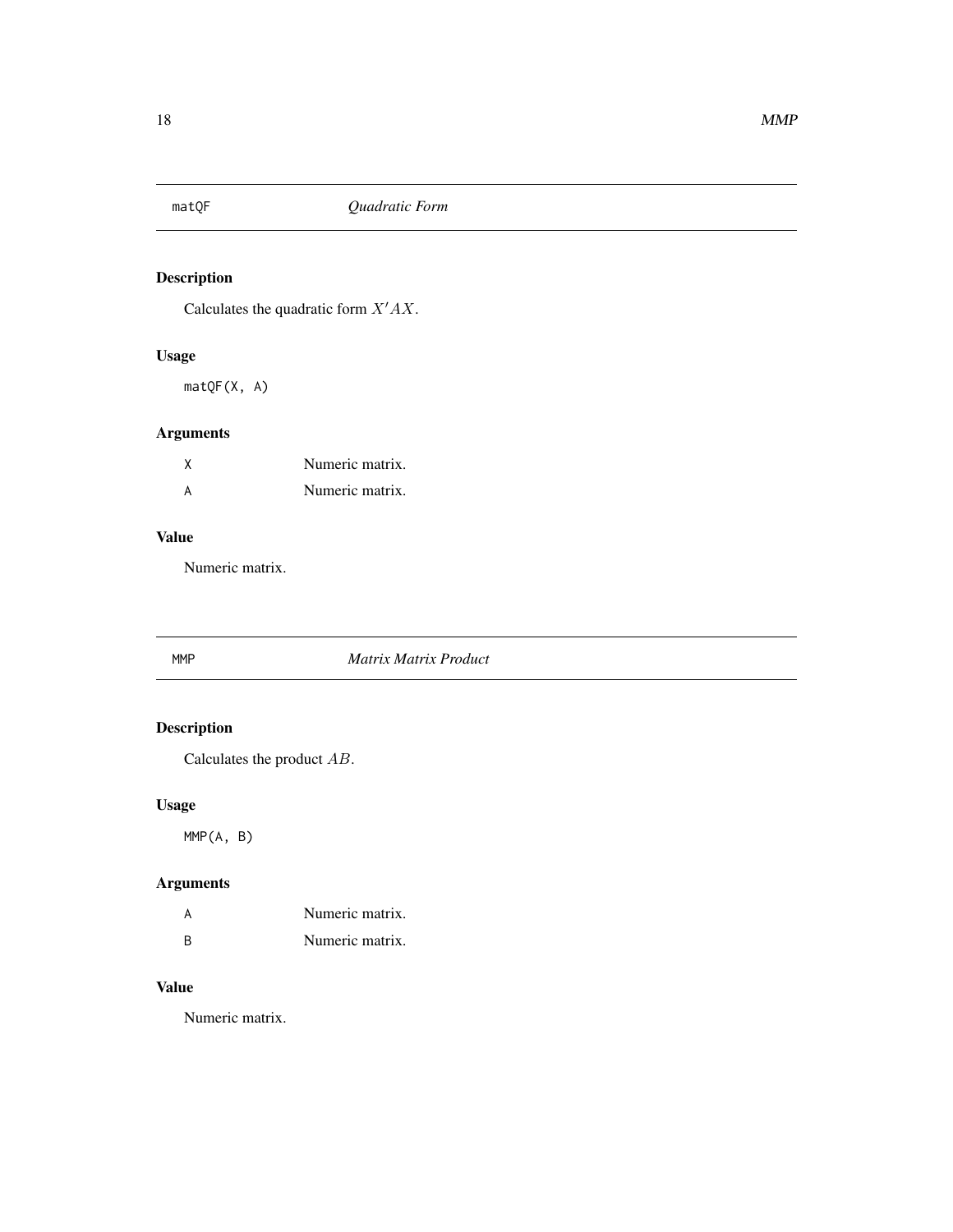## matQF *Quadratic Form*

### Description

Calculates the quadratic form $X'AX$.

### Usage

```
matQF(X, A)
```

### Arguments

| | |
|---|---|
| X | Numeric matrix. |
| A | Numeric matrix. |

### Value

Numeric matrix.

## MMP *Matrix Matrix Product*

### Description

Calculates the product $AB$.

### Usage

```
MMP(A, B)
```

### Arguments

| | |
|---|---|
| A | Numeric matrix. |
| B | Numeric matrix. |

### Value

Numeric matrix.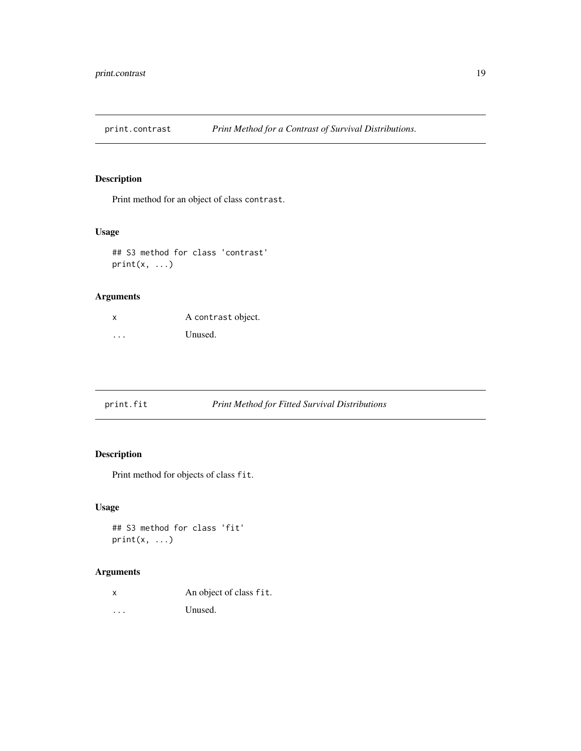## print.contrast *Print Method for a Contrast of Survival Distributions.*

### Description

Print method for an object of class `contrast`.

### Usage

```
## S3 method for class 'contrast'
print(x, ...)
```

### Arguments

| | |
|---|---|
| x | A `contrast` object. |
| ... | Unused. |

## print.fit *Print Method for Fitted Survival Distributions*

### Description

Print method for objects of class `fit`.

### Usage

```
## S3 method for class 'fit'
print(x, ...)
```

### Arguments

| | |
|---|---|
| x | An object of class `fit`. |
| ... | Unused. |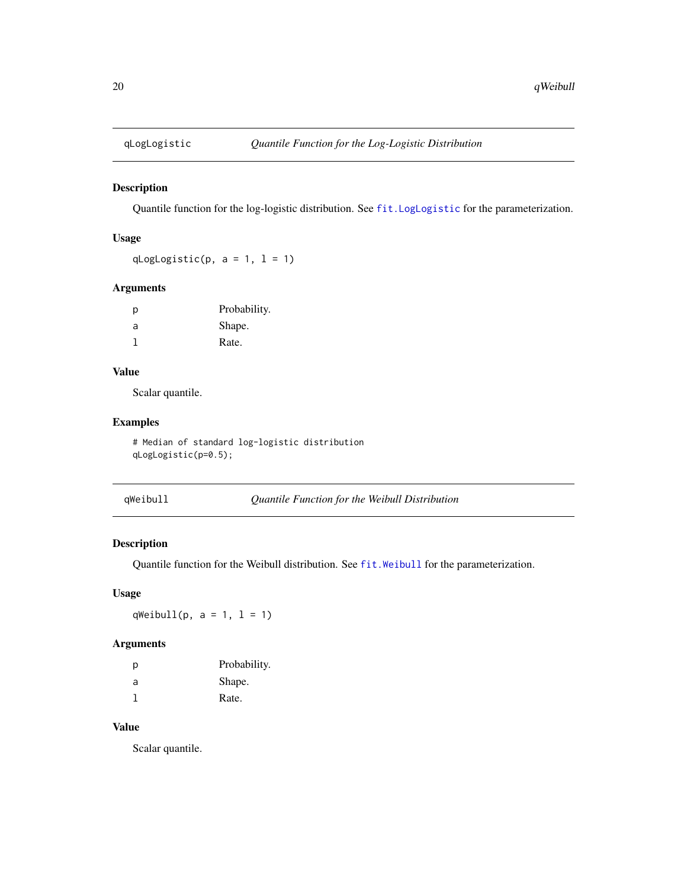## qLogLogistic — *Quantile Function for the Log-Logistic Distribution*

### Description

Quantile function for the log-logistic distribution. See `fit.LogLogistic` for the parameterization.

### Usage

```
qLogLogistic(p, a = 1, l = 1)
```

### Arguments

| | |
|---|---|
| p | Probability. |
| a | Shape. |
| l | Rate. |

### Value

Scalar quantile.

### Examples

```
# Median of standard log-logistic distribution
qLogLogistic(p=0.5);
```

## qWeibull — *Quantile Function for the Weibull Distribution*

### Description

Quantile function for the Weibull distribution. See `fit.Weibull` for the parameterization.

### Usage

```
qWeibull(p, a = 1, l = 1)
```

### Arguments

| | |
|---|---|
| p | Probability. |
| a | Shape. |
| l | Rate. |

### Value

Scalar quantile.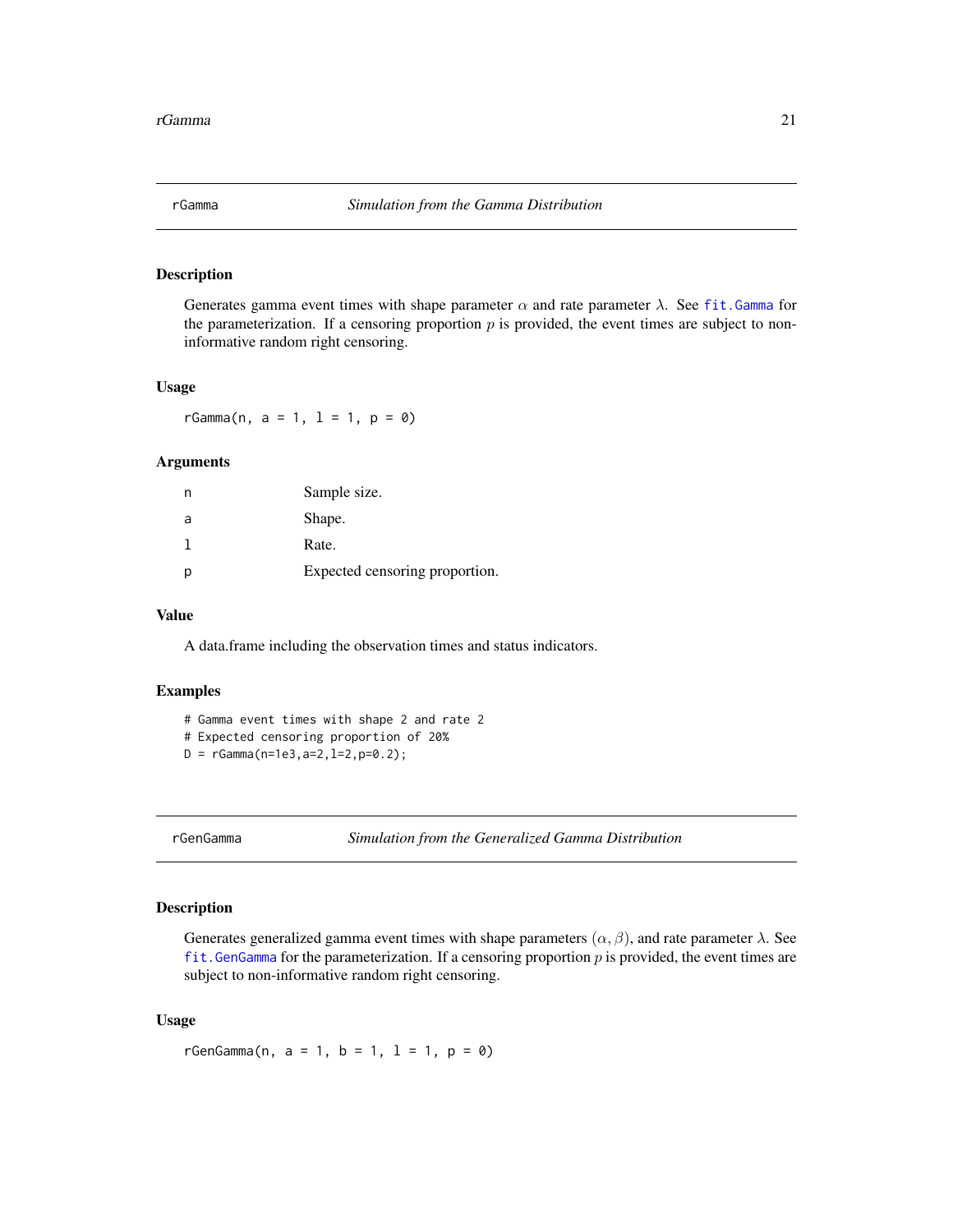## rGamma — *Simulation from the Gamma Distribution*

### Description

Generates gamma event times with shape parameter $\alpha$ and rate parameter $\lambda$. See `fit.Gamma` for the parameterization. If a censoring proportion $p$ is provided, the event times are subject to non-informative random right censoring.

### Usage

```
rGamma(n, a = 1, l = 1, p = 0)
```

### Arguments

| | |
|---|---|
| n | Sample size. |
| a | Shape. |
| l | Rate. |
| p | Expected censoring proportion. |

### Value

A data.frame including the observation times and status indicators.

### Examples

```
# Gamma event times with shape 2 and rate 2
# Expected censoring proportion of 20%
D = rGamma(n=1e3,a=2,l=2,p=0.2);
```

## rGenGamma — *Simulation from the Generalized Gamma Distribution*

### Description

Generates generalized gamma event times with shape parameters $(\alpha, \beta)$, and rate parameter $\lambda$. See `fit.GenGamma` for the parameterization. If a censoring proportion $p$ is provided, the event times are subject to non-informative random right censoring.

### Usage

```
rGenGamma(n, a = 1, b = 1, l = 1, p = 0)
```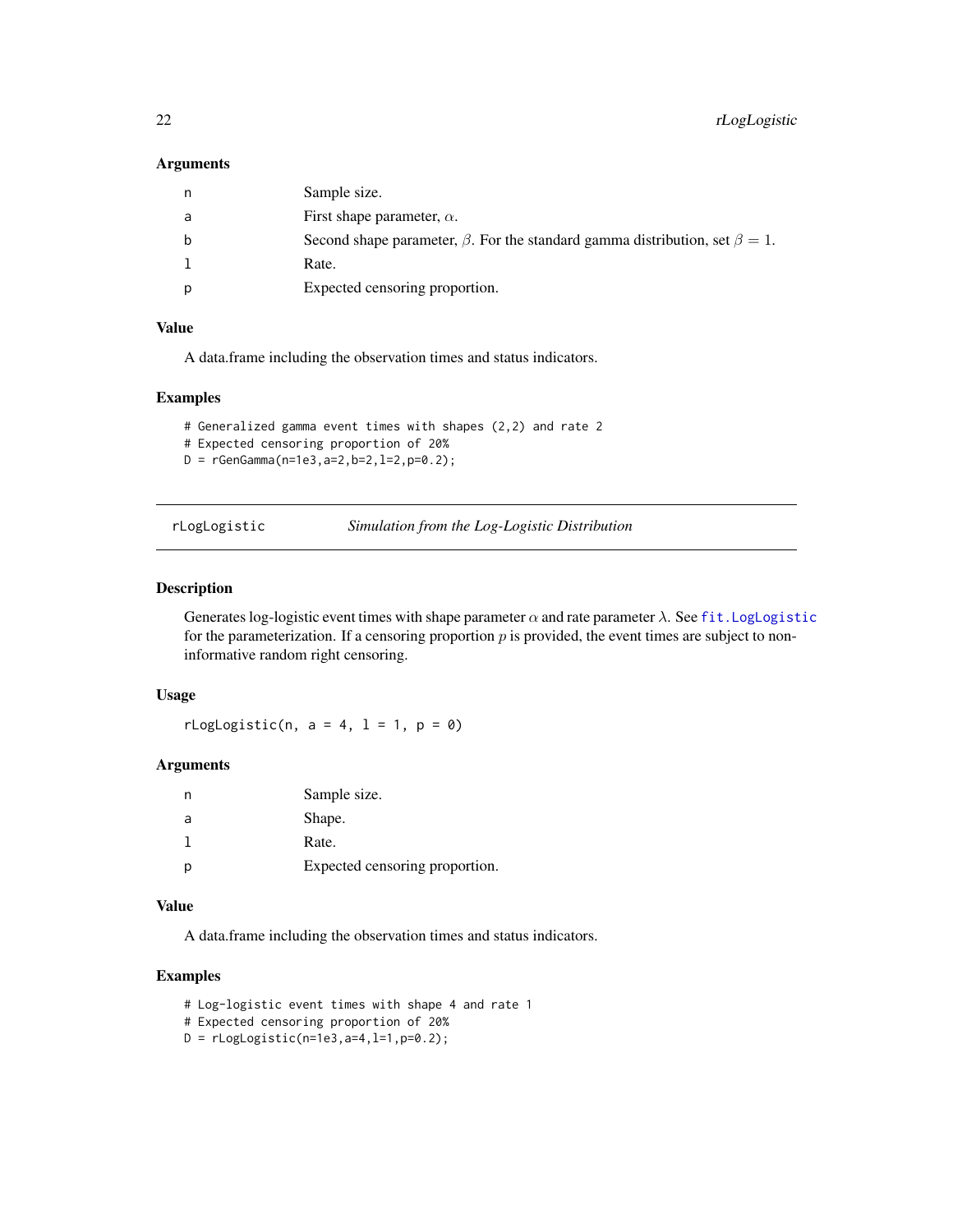### Arguments

| | |
|---|---|
| n | Sample size. |
| a | First shape parameter, $\alpha$. |
| b | Second shape parameter, $\beta$. For the standard gamma distribution, set $\beta = 1$. |
| l | Rate. |
| p | Expected censoring proportion. |

### Value

A data.frame including the observation times and status indicators.

### Examples

```
# Generalized gamma event times with shapes (2,2) and rate 2
# Expected censoring proportion of 20%
D = rGenGamma(n=1e3,a=2,b=2,l=2,p=0.2);
```

---

## rLogLogistic — *Simulation from the Log-Logistic Distribution*

### Description

Generates log-logistic event times with shape parameter $\alpha$ and rate parameter $\lambda$. See fit.LogLogistic for the parameterization. If a censoring proportion $p$ is provided, the event times are subject to non-informative random right censoring.

### Usage

```
rLogLogistic(n, a = 4, l = 1, p = 0)
```

### Arguments

| | |
|---|---|
| n | Sample size. |
| a | Shape. |
| l | Rate. |
| p | Expected censoring proportion. |

### Value

A data.frame including the observation times and status indicators.

### Examples

```
# Log-logistic event times with shape 4 and rate 1
# Expected censoring proportion of 20%
D = rLogLogistic(n=1e3,a=4,l=1,p=0.2);
```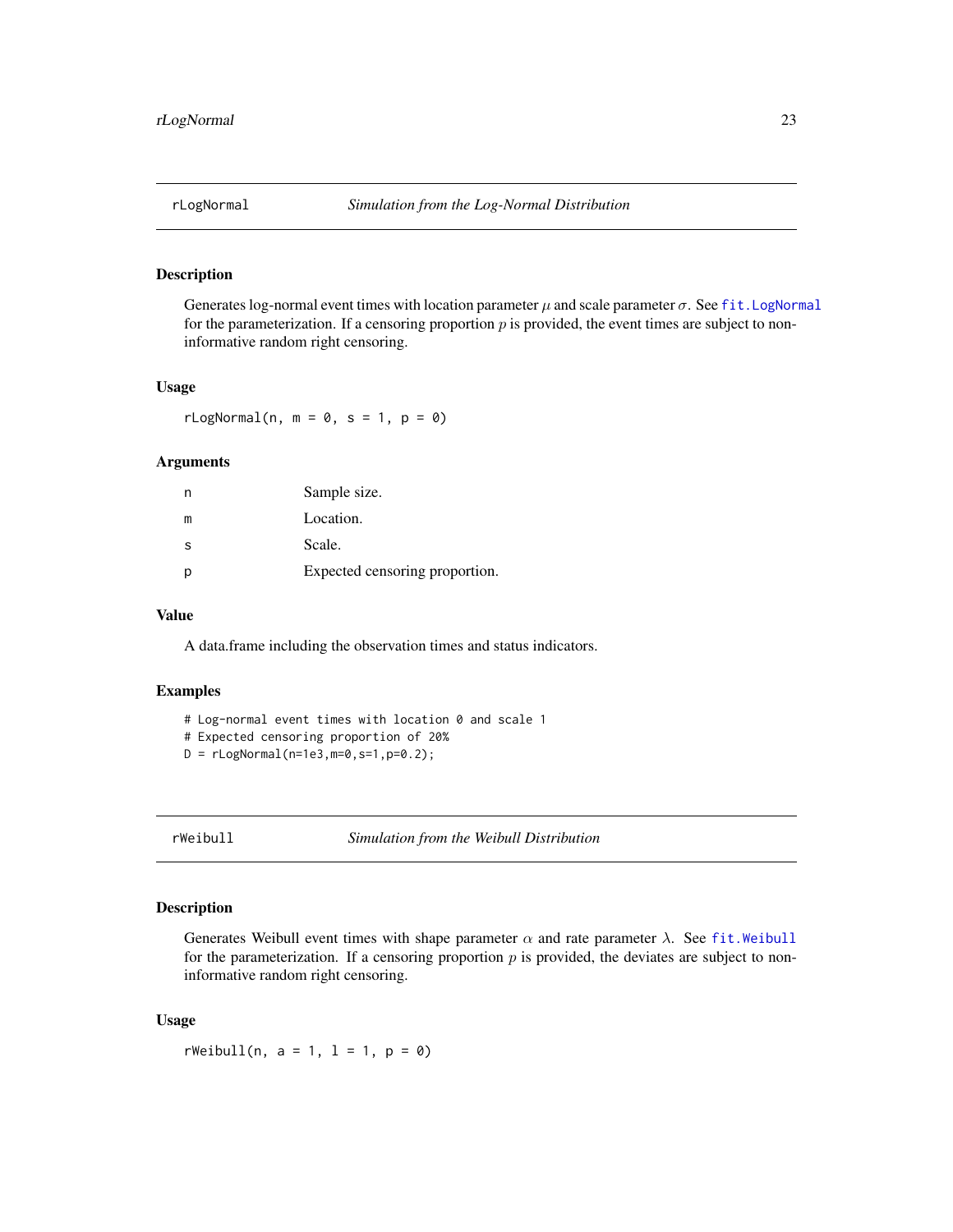## rLogNormal — *Simulation from the Log-Normal Distribution*

### Description

Generates log-normal event times with location parameter $\mu$ and scale parameter $\sigma$. See `fit.LogNormal` for the parameterization. If a censoring proportion $p$ is provided, the event times are subject to non-informative random right censoring.

### Usage

```
rLogNormal(n, m = 0, s = 1, p = 0)
```

### Arguments

| | |
|---|---|
| n | Sample size. |
| m | Location. |
| s | Scale. |
| p | Expected censoring proportion. |

### Value

A data.frame including the observation times and status indicators.

### Examples

```
# Log-normal event times with location 0 and scale 1
# Expected censoring proportion of 20%
D = rLogNormal(n=1e3,m=0,s=1,p=0.2);
```

## rWeibull — *Simulation from the Weibull Distribution*

### Description

Generates Weibull event times with shape parameter $\alpha$ and rate parameter $\lambda$. See `fit.Weibull` for the parameterization. If a censoring proportion $p$ is provided, the deviates are subject to non-informative random right censoring.

### Usage

```
rWeibull(n, a = 1, l = 1, p = 0)
```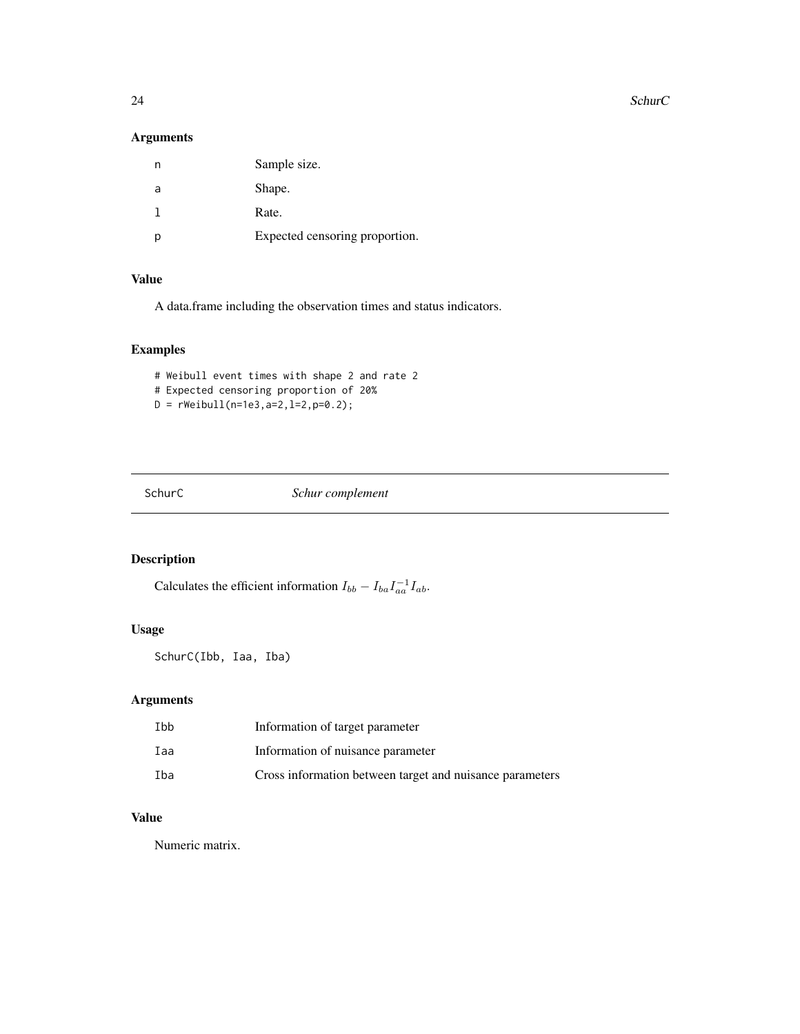## Arguments

| | |
|---|---|
| n | Sample size. |
| a | Shape. |
| l | Rate. |
| p | Expected censoring proportion. |

## Value

A data.frame including the observation times and status indicators.

## Examples

```
# Weibull event times with shape 2 and rate 2
# Expected censoring proportion of 20%
D = rWeibull(n=1e3,a=2,l=2,p=0.2);
```

---

# SchurC *Schur complement*

---

## Description

Calculates the efficient information $I_{bb} - I_{ba}I_{aa}^{-1}I_{ab}$.

## Usage

```
SchurC(Ibb, Iaa, Iba)
```

## Arguments

| | |
|---|---|
| Ibb | Information of target parameter |
| Iaa | Information of nuisance parameter |
| Iba | Cross information between target and nuisance parameters |

## Value

Numeric matrix.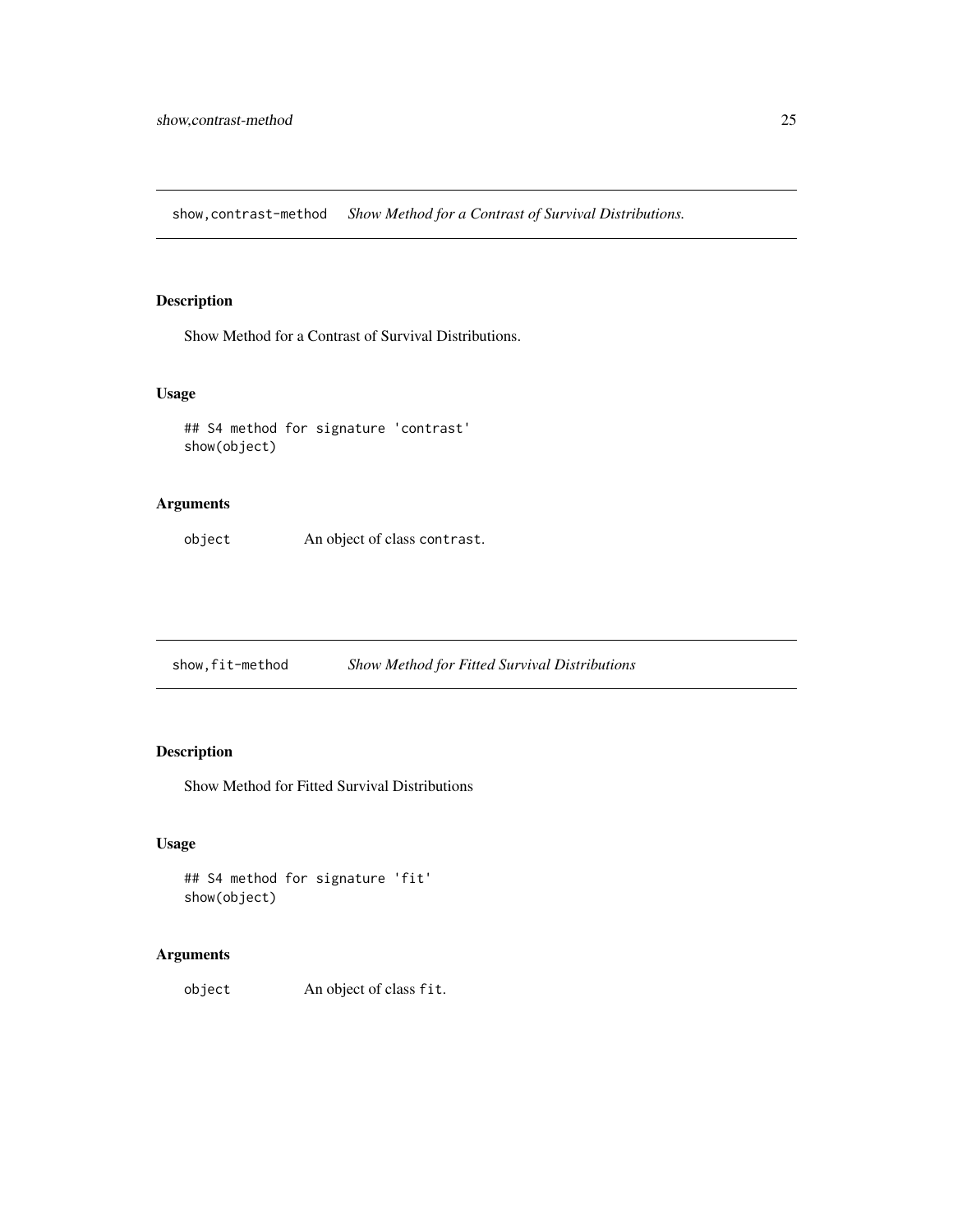## show,contrast-method *Show Method for a Contrast of Survival Distributions.*

### Description

Show Method for a Contrast of Survival Distributions.

### Usage

```
## S4 method for signature 'contrast'
show(object)
```

### Arguments

| | |
|---|---|
| object | An object of class `contrast`. |

## show,fit-method *Show Method for Fitted Survival Distributions*

### Description

Show Method for Fitted Survival Distributions

### Usage

```
## S4 method for signature 'fit'
show(object)
```

### Arguments

| | |
|---|---|
| object | An object of class `fit`. |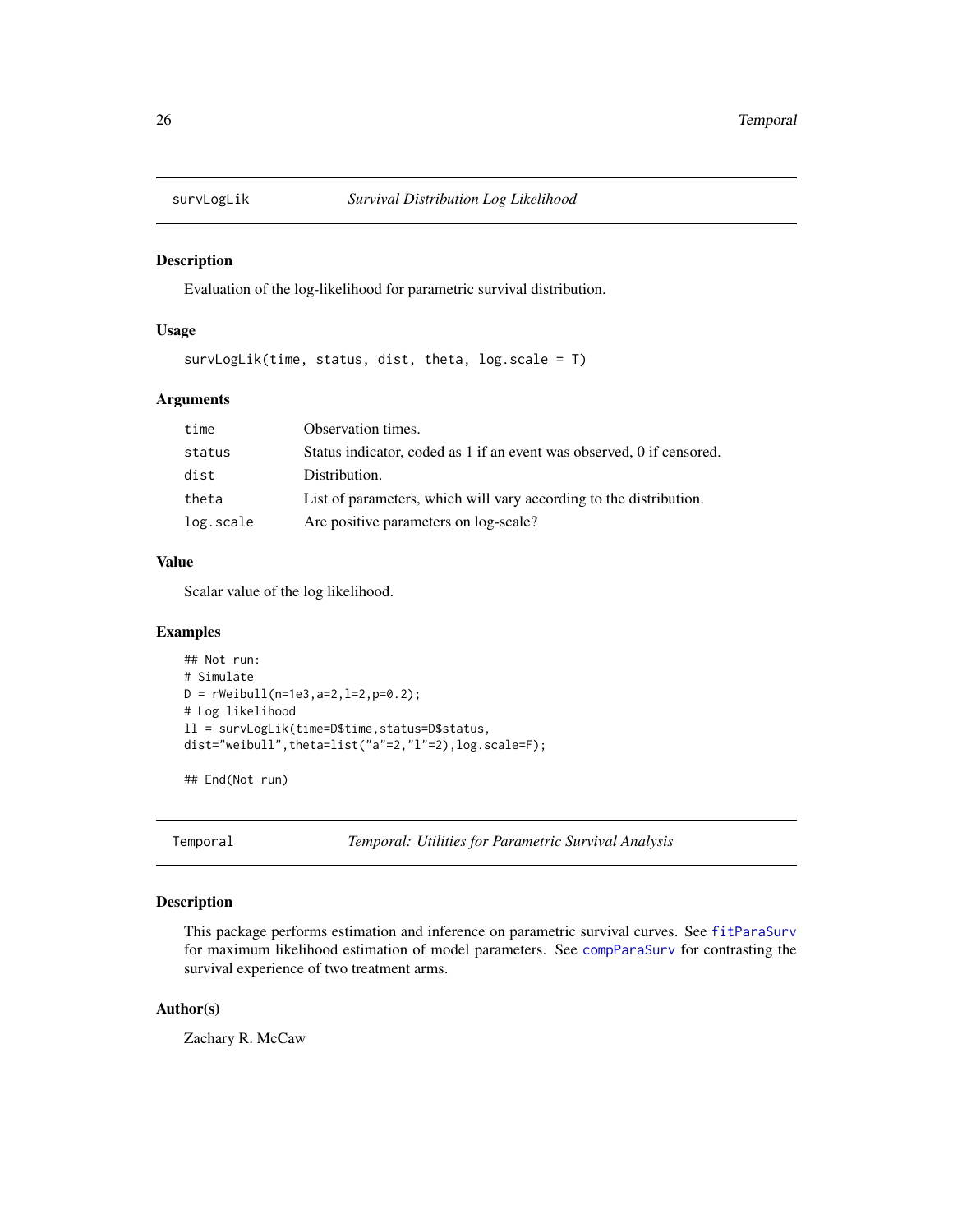## survLogLik — *Survival Distribution Log Likelihood*

### Description

Evaluation of the log-likelihood for parametric survival distribution.

### Usage

```
survLogLik(time, status, dist, theta, log.scale = T)
```

### Arguments

| Argument | Description |
| --- | --- |
| time | Observation times. |
| status | Status indicator, coded as 1 if an event was observed, 0 if censored. |
| dist | Distribution. |
| theta | List of parameters, which will vary according to the distribution. |
| log.scale | Are positive parameters on log-scale? |

### Value

Scalar value of the log likelihood.

### Examples

```
## Not run:
# Simulate
D = rWeibull(n=1e3,a=2,l=2,p=0.2);
# Log likelihood
ll = survLogLik(time=D$time,status=D$status,
dist="weibull",theta=list("a"=2,"l"=2),log.scale=F);

## End(Not run)
```

## Temporal — *Temporal: Utilities for Parametric Survival Analysis*

### Description

This package performs estimation and inference on parametric survival curves. See fitParaSurv for maximum likelihood estimation of model parameters. See compParaSurv for contrasting the survival experience of two treatment arms.

### Author(s)

Zachary R. McCaw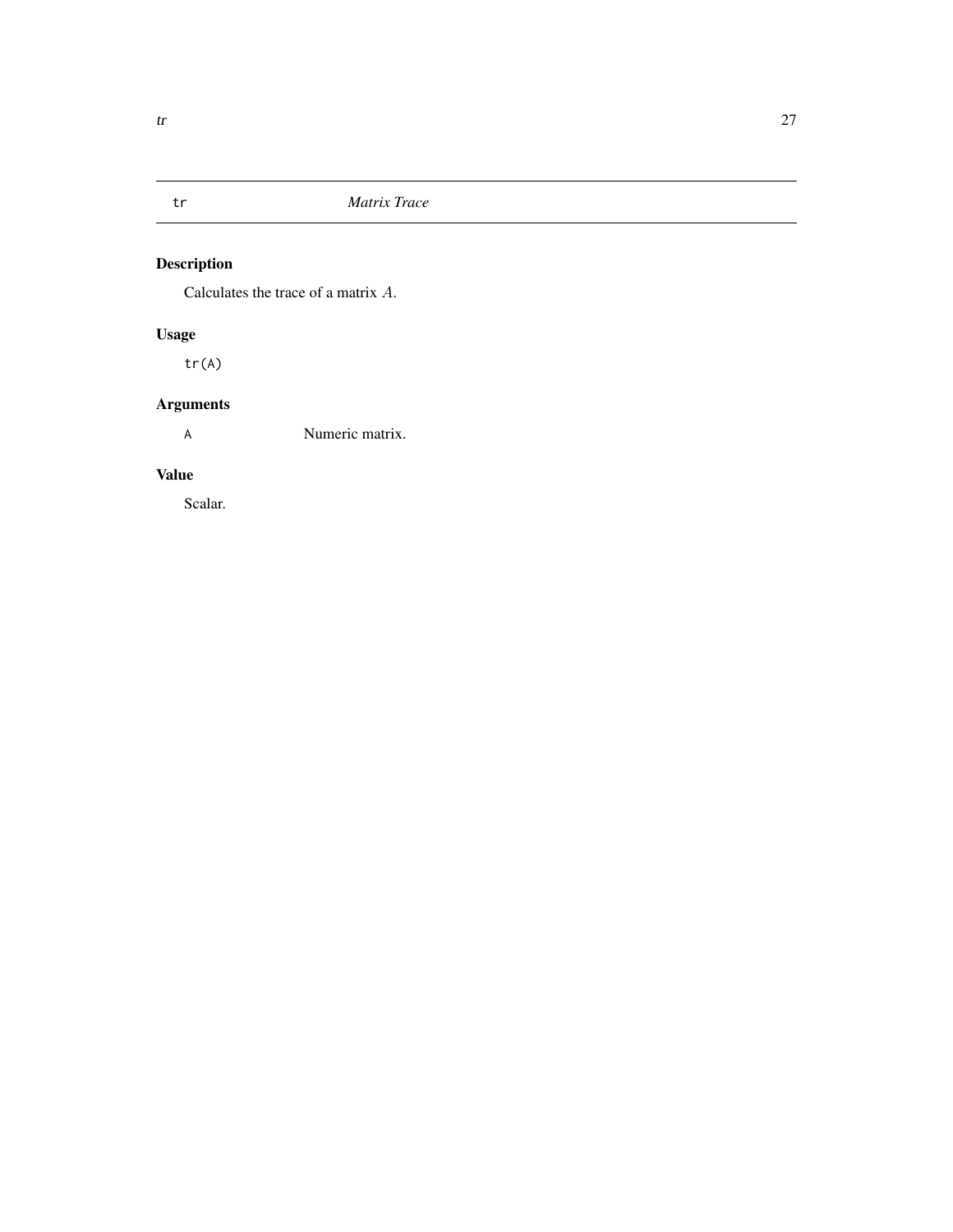## tr — *Matrix Trace*

### Description

Calculates the trace of a matrix $A$.

### Usage

```
tr(A)
```

### Arguments

| | |
|---|---|
| `A` | Numeric matrix. |

### Value

Scalar.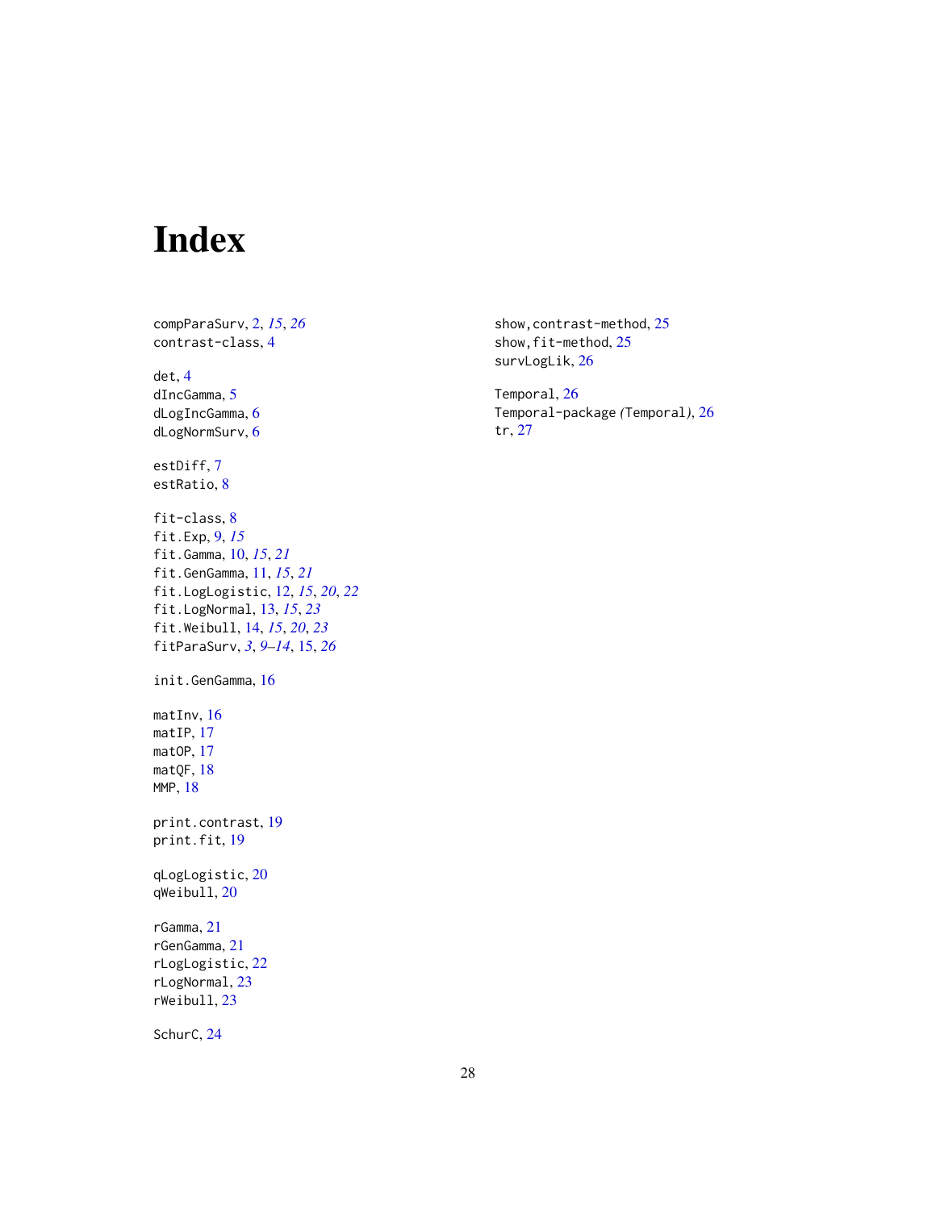# Index

compParaSurv, 2, *15*, *26*
contrast-class, 4

det, 4
dIncGamma, 5
dLogIncGamma, 6
dLogNormSurv, 6

estDiff, 7
estRatio, 8

fit-class, 8
fit.Exp, 9, *15*
fit.Gamma, 10, *15*, *21*
fit.GenGamma, 11, *15*, *21*
fit.LogLogistic, 12, *15*, *20*, *22*
fit.LogNormal, 13, *15*, *23*
fit.Weibull, 14, *15*, *20*, *23*
fitParaSurv, *3*, *9–14*, 15, *26*

init.GenGamma, 16

matInv, 16
matIP, 17
matOP, 17
matQF, 18
MMP, 18

print.contrast, 19
print.fit, 19

qLogLogistic, 20
qWeibull, 20

rGamma, 21
rGenGamma, 21
rLogLogistic, 22
rLogNormal, 23
rWeibull, 23

SchurC, 24
show,contrast-method, 25
show,fit-method, 25
survLogLik, 26

Temporal, 26
Temporal-package *(*Temporal*)*, 26
tr, 27